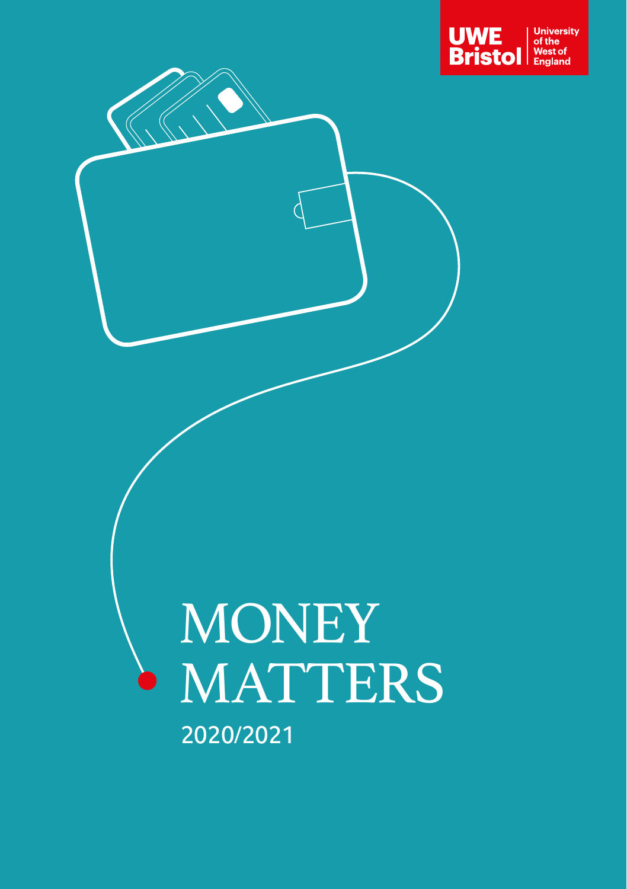UWE Bristol | University of the West of England

# MONEY MATTERS

2020/2021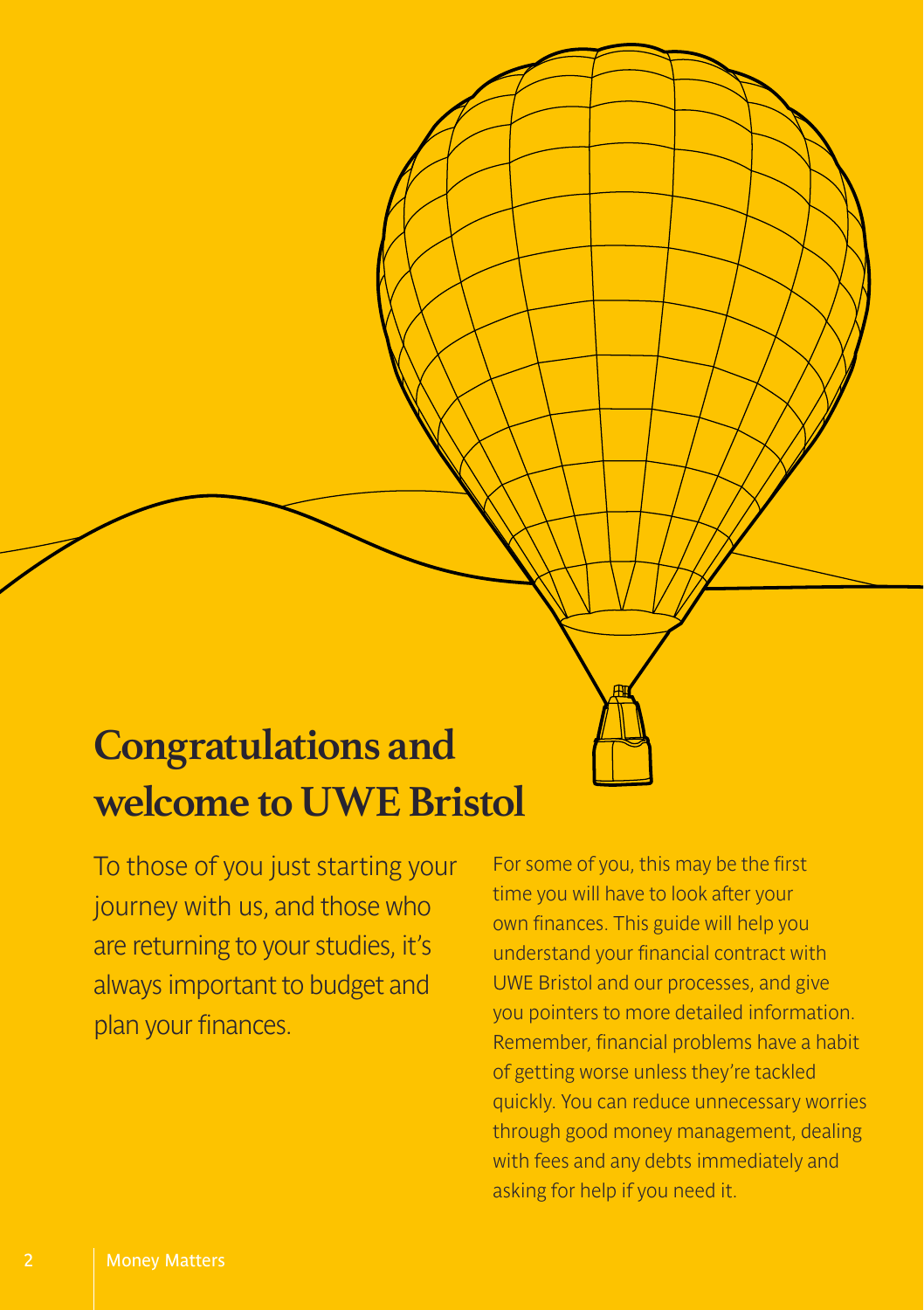# Congratulations and welcome to UWE Bristol

To those of you just starting your journey with us, and those who are returning to your studies, it's always important to budget and plan your finances.

For some of you, this may be the first time you will have to look after your own finances. This guide will help you understand your financial contract with UWE Bristol and our processes, and give you pointers to more detailed information. Remember, financial problems have a habit of getting worse unless they're tackled quickly. You can reduce unnecessary worries through good money management, dealing with fees and any debts immediately and asking for help if you need it.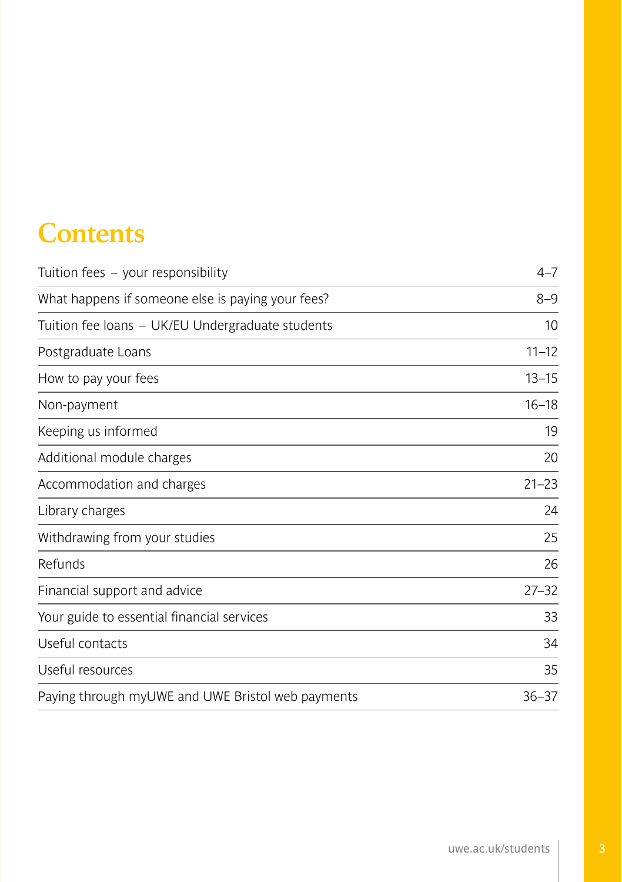# Contents

| | |
|---|---|
| Tuition fees – your responsibility | 4–7 |
| What happens if someone else is paying your fees? | 8–9 |
| Tuition fee loans – UK/EU Undergraduate students | 10 |
| Postgraduate Loans | 11–12 |
| How to pay your fees | 13–15 |
| Non-payment | 16–18 |
| Keeping us informed | 19 |
| Additional module charges | 20 |
| Accommodation and charges | 21–23 |
| Library charges | 24 |
| Withdrawing from your studies | 25 |
| Refunds | 26 |
| Financial support and advice | 27–32 |
| Your guide to essential financial services | 33 |
| Useful contacts | 34 |
| Useful resources | 35 |
| Paying through myUWE and UWE Bristol web payments | 36–37 |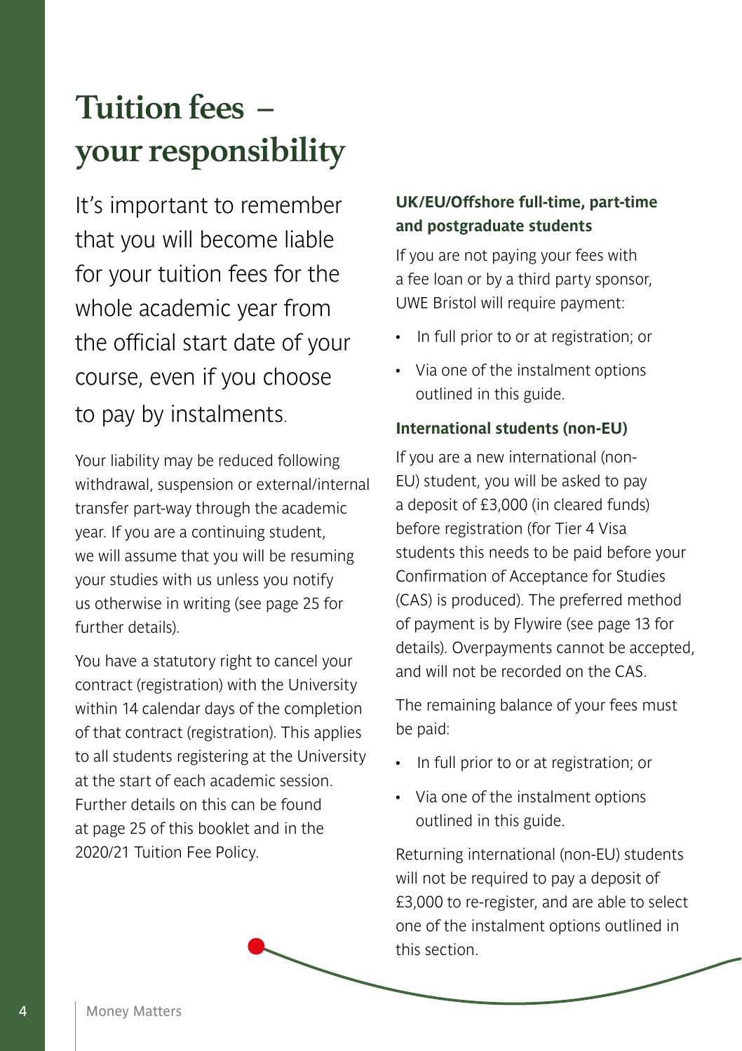# Tuition fees – your responsibility

It's important to remember that you will become liable for your tuition fees for the whole academic year from the official start date of your course, even if you choose to pay by instalments.

Your liability may be reduced following withdrawal, suspension or external/internal transfer part-way through the academic year. If you are a continuing student, we will assume that you will be resuming your studies with us unless you notify us otherwise in writing (see page 25 for further details).

You have a statutory right to cancel your contract (registration) with the University within 14 calendar days of the completion of that contract (registration). This applies to all students registering at the University at the start of each academic session. Further details on this can be found at page 25 of this booklet and in the 2020/21 Tuition Fee Policy.

### UK/EU/Offshore full-time, part-time and postgraduate students

If you are not paying your fees with a fee loan or by a third party sponsor, UWE Bristol will require payment:

- In full prior to or at registration; or
- Via one of the instalment options outlined in this guide.

### International students (non-EU)

If you are a new international (non-EU) student, you will be asked to pay a deposit of £3,000 (in cleared funds) before registration (for Tier 4 Visa students this needs to be paid before your Confirmation of Acceptance for Studies (CAS) is produced). The preferred method of payment is by Flywire (see page 13 for details). Overpayments cannot be accepted, and will not be recorded on the CAS.

The remaining balance of your fees must be paid:

- In full prior to or at registration; or
- Via one of the instalment options outlined in this guide.

Returning international (non-EU) students will not be required to pay a deposit of £3,000 to re-register, and are able to select one of the instalment options outlined in this section.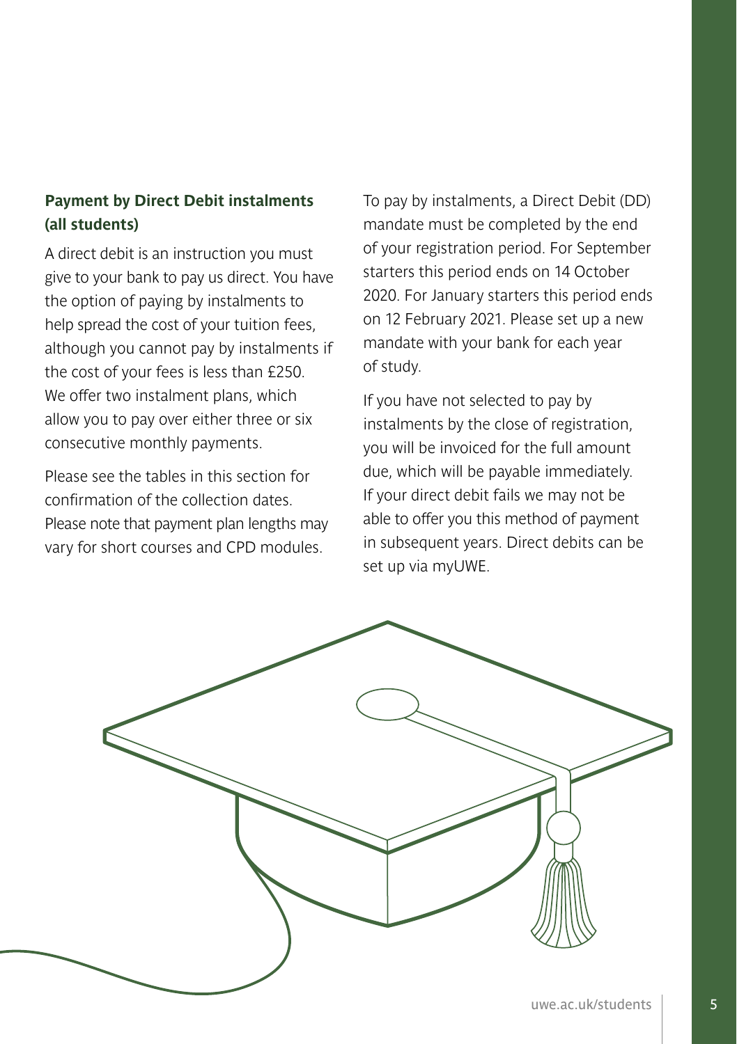### Payment by Direct Debit instalments (all students)

A direct debit is an instruction you must give to your bank to pay us direct. You have the option of paying by instalments to help spread the cost of your tuition fees, although you cannot pay by instalments if the cost of your fees is less than £250. We offer two instalment plans, which allow you to pay over either three or six consecutive monthly payments.

Please see the tables in this section for confirmation of the collection dates. Please note that payment plan lengths may vary for short courses and CPD modules.

To pay by instalments, a Direct Debit (DD) mandate must be completed by the end of your registration period. For September starters this period ends on 14 October 2020. For January starters this period ends on 12 February 2021. Please set up a new mandate with your bank for each year of study.

If you have not selected to pay by instalments by the close of registration, you will be invoiced for the full amount due, which will be payable immediately. If your direct debit fails we may not be able to offer you this method of payment in subsequent years. Direct debits can be set up via myUWE.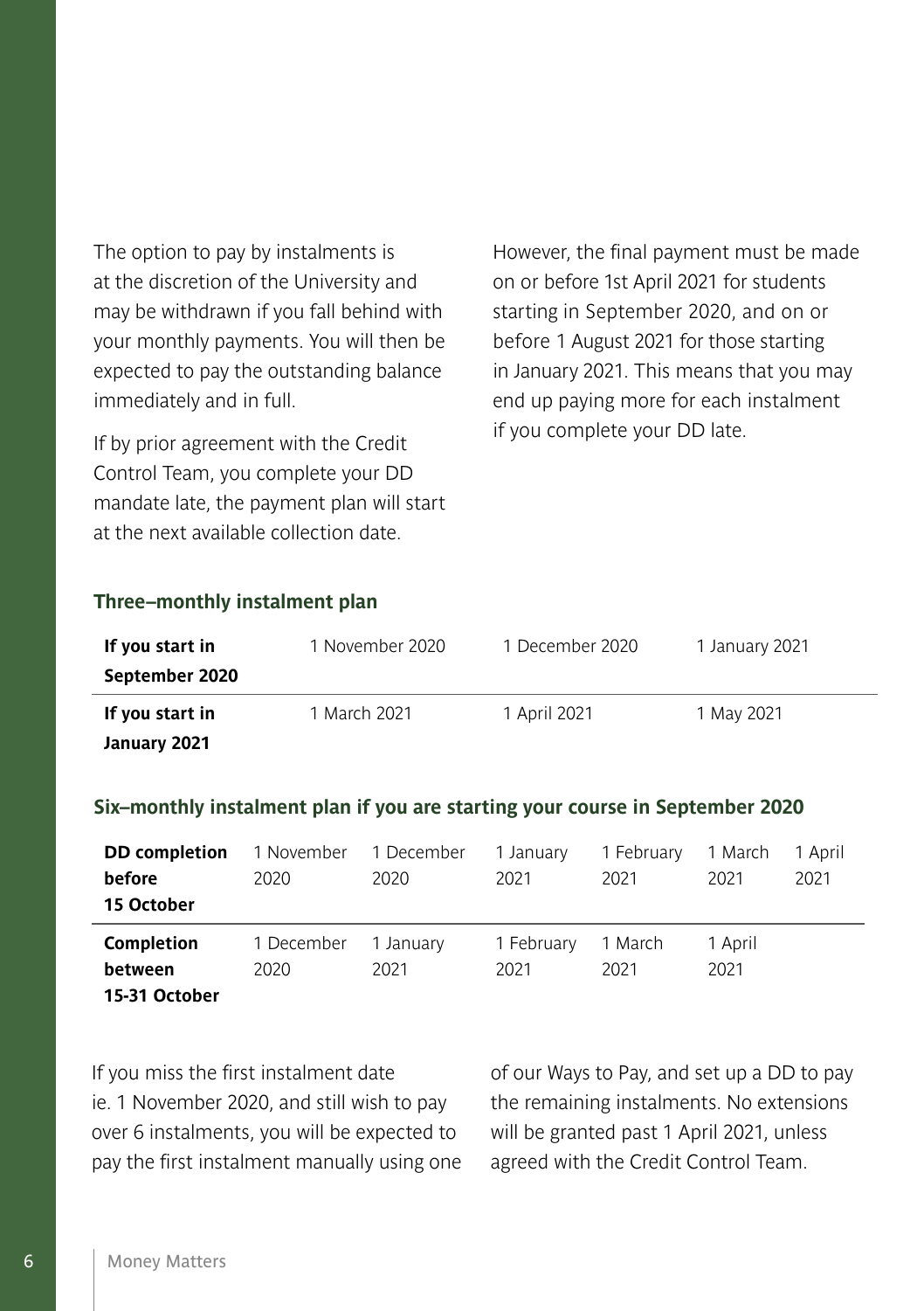The option to pay by instalments is at the discretion of the University and may be withdrawn if you fall behind with your monthly payments. You will then be expected to pay the outstanding balance immediately and in full.

If by prior agreement with the Credit Control Team, you complete your DD mandate late, the payment plan will start at the next available collection date.

However, the final payment must be made on or before 1st April 2021 for students starting in September 2020, and on or before 1 August 2021 for those starting in January 2021. This means that you may end up paying more for each instalment if you complete your DD late.

### Three–monthly instalment plan

| | | | |
|---|---|---|---|
| **If you start in September 2020** | 1 November 2020 | 1 December 2020 | 1 January 2021 |
| **If you start in January 2021** | 1 March 2021 | 1 April 2021 | 1 May 2021 |

### Six–monthly instalment plan if you are starting your course in September 2020

| | | | | | | |
|---|---|---|---|---|---|---|
| **DD completion before 15 October** | 1 November 2020 | 1 December 2020 | 1 January 2021 | 1 February 2021 | 1 March 2021 | 1 April 2021 |
| **Completion between 15-31 October** | 1 December 2020 | 1 January 2021 | 1 February 2021 | 1 March 2021 | 1 April 2021 | |

If you miss the first instalment date ie. 1 November 2020, and still wish to pay over 6 instalments, you will be expected to pay the first instalment manually using one of our Ways to Pay, and set up a DD to pay the remaining instalments. No extensions will be granted past 1 April 2021, unless agreed with the Credit Control Team.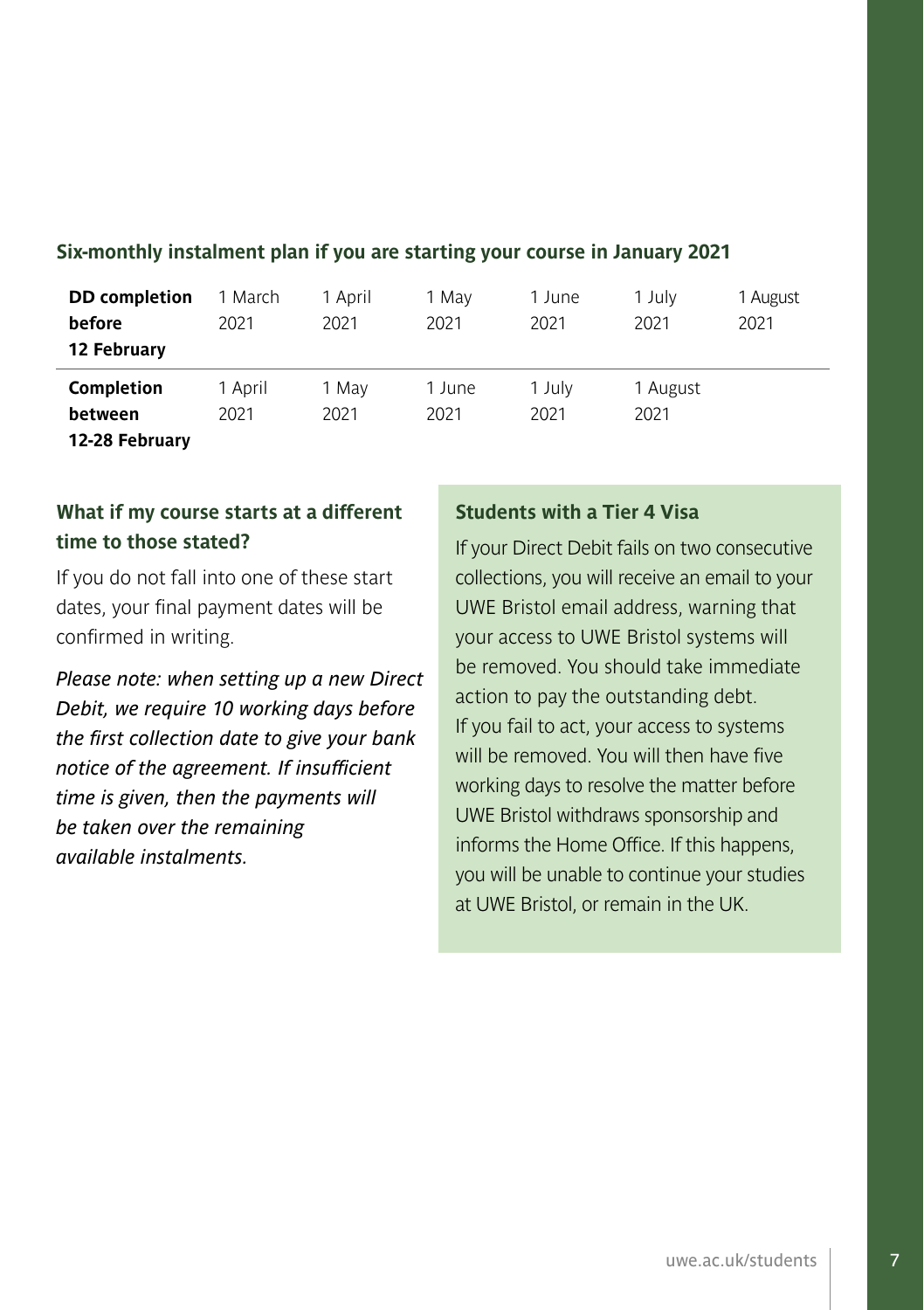### Six-monthly instalment plan if you are starting your course in January 2021

| | | | | | | |
|---|---|---|---|---|---|---|
| **DD completion before 12 February** | 1 March 2021 | 1 April 2021 | 1 May 2021 | 1 June 2021 | 1 July 2021 | 1 August 2021 |
| **Completion between 12-28 February** | 1 April 2021 | 1 May 2021 | 1 June 2021 | 1 July 2021 | 1 August 2021 | |

### What if my course starts at a different time to those stated?

If you do not fall into one of these start dates, your final payment dates will be confirmed in writing.

*Please note: when setting up a new Direct Debit, we require 10 working days before the first collection date to give your bank notice of the agreement. If insufficient time is given, then the payments will be taken over the remaining available instalments.*

### Students with a Tier 4 Visa

If your Direct Debit fails on two consecutive collections, you will receive an email to your UWE Bristol email address, warning that your access to UWE Bristol systems will be removed. You should take immediate action to pay the outstanding debt. If you fail to act, your access to systems will be removed. You will then have five working days to resolve the matter before UWE Bristol withdraws sponsorship and informs the Home Office. If this happens, you will be unable to continue your studies at UWE Bristol, or remain in the UK.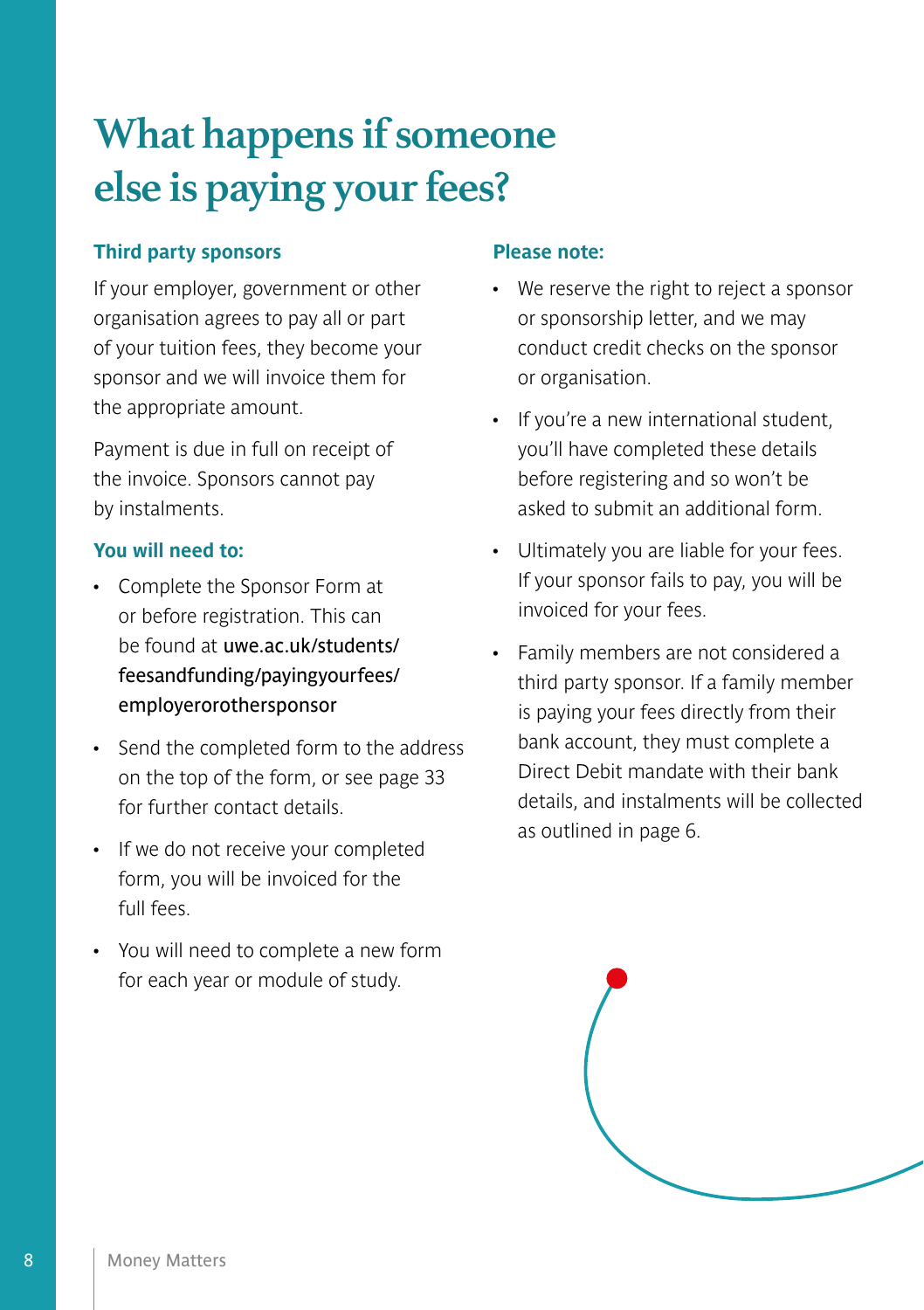# What happens if someone else is paying your fees?

### Third party sponsors

If your employer, government or other organisation agrees to pay all or part of your tuition fees, they become your sponsor and we will invoice them for the appropriate amount.

Payment is due in full on receipt of the invoice. Sponsors cannot pay by instalments.

### You will need to:

- Complete the Sponsor Form at or before registration. This can be found at uwe.ac.uk/students/feesandfunding/payingyourfees/employerorothersponsor
- Send the completed form to the address on the top of the form, or see page 33 for further contact details.
- If we do not receive your completed form, you will be invoiced for the full fees.
- You will need to complete a new form for each year or module of study.

### Please note:

- We reserve the right to reject a sponsor or sponsorship letter, and we may conduct credit checks on the sponsor or organisation.
- If you're a new international student, you'll have completed these details before registering and so won't be asked to submit an additional form.
- Ultimately you are liable for your fees. If your sponsor fails to pay, you will be invoiced for your fees.
- Family members are not considered a third party sponsor. If a family member is paying your fees directly from their bank account, they must complete a Direct Debit mandate with their bank details, and instalments will be collected as outlined in page 6.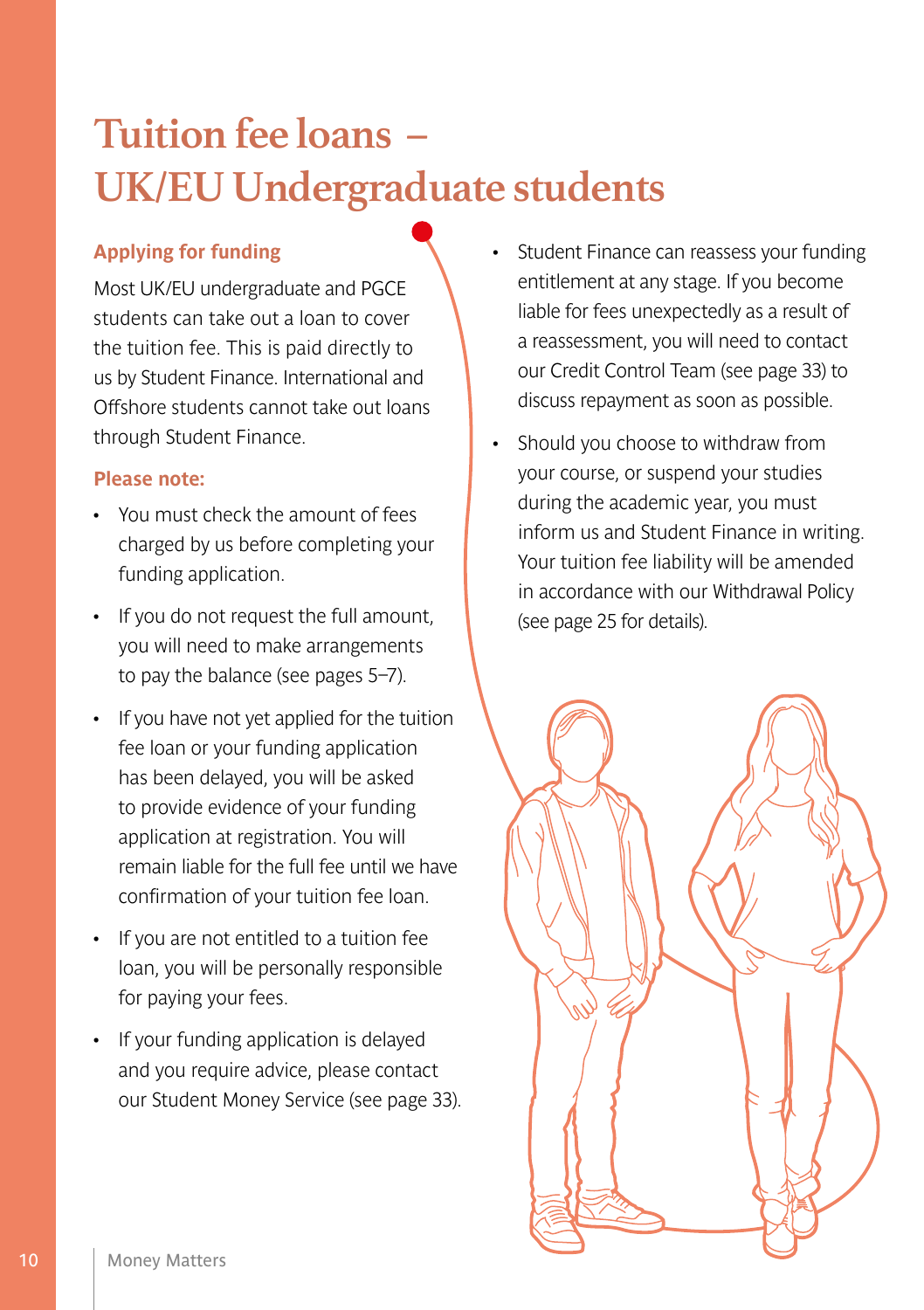# Tuition fee loans – UK/EU Undergraduate students

### Applying for funding

Most UK/EU undergraduate and PGCE students can take out a loan to cover the tuition fee. This is paid directly to us by Student Finance. International and Offshore students cannot take out loans through Student Finance.

### Please note:

- You must check the amount of fees charged by us before completing your funding application.
- If you do not request the full amount, you will need to make arrangements to pay the balance (see pages 5–7).
- If you have not yet applied for the tuition fee loan or your funding application has been delayed, you will be asked to provide evidence of your funding application at registration. You will remain liable for the full fee until we have confirmation of your tuition fee loan.
- If you are not entitled to a tuition fee loan, you will be personally responsible for paying your fees.
- If your funding application is delayed and you require advice, please contact our Student Money Service (see page 33).
- Student Finance can reassess your funding entitlement at any stage. If you become liable for fees unexpectedly as a result of a reassessment, you will need to contact our Credit Control Team (see page 33) to discuss repayment as soon as possible.
- Should you choose to withdraw from your course, or suspend your studies during the academic year, you must inform us and Student Finance in writing. Your tuition fee liability will be amended in accordance with our Withdrawal Policy (see page 25 for details).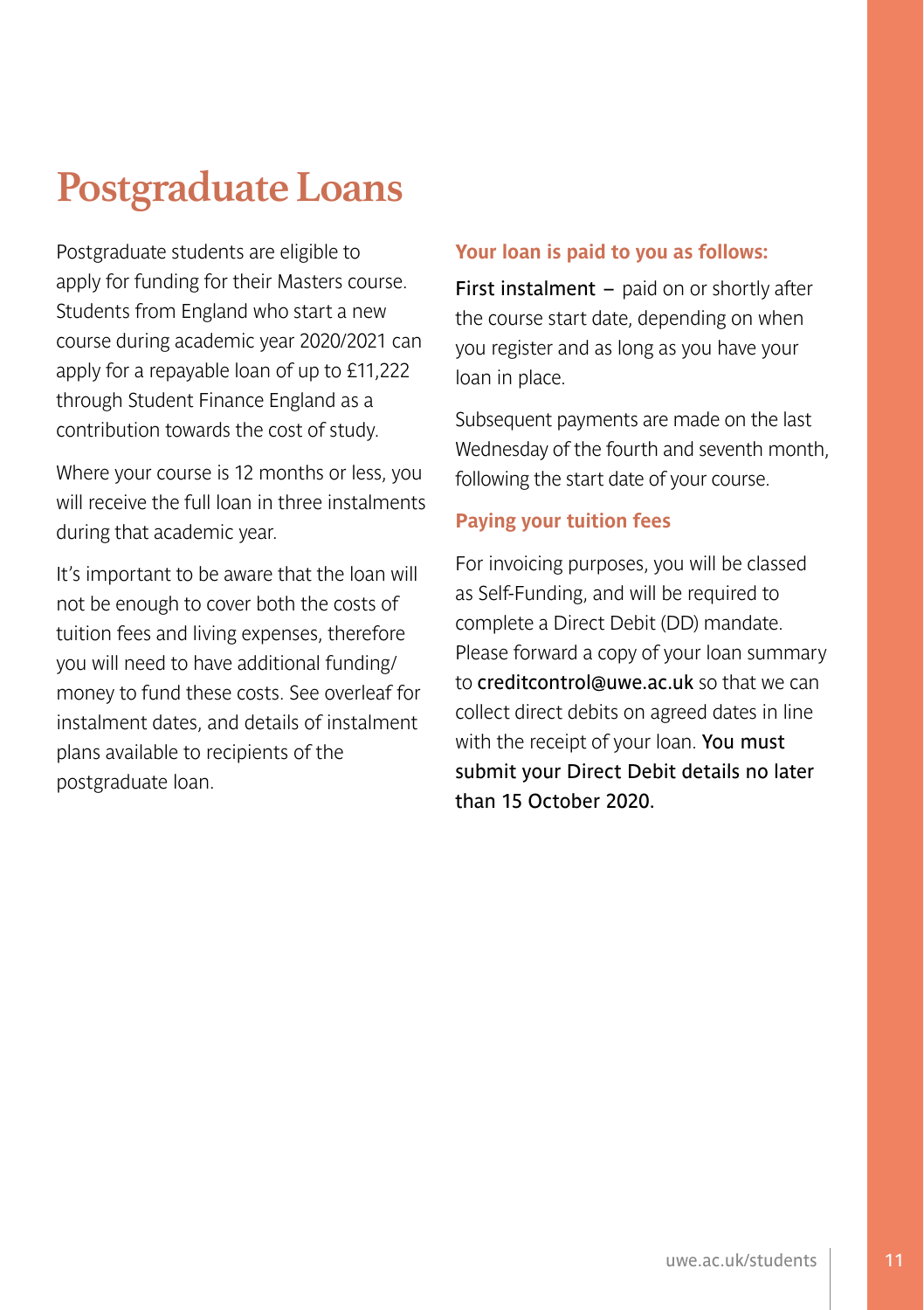# Postgraduate Loans

Postgraduate students are eligible to apply for funding for their Masters course. Students from England who start a new course during academic year 2020/2021 can apply for a repayable loan of up to £11,222 through Student Finance England as a contribution towards the cost of study.

Where your course is 12 months or less, you will receive the full loan in three instalments during that academic year.

It's important to be aware that the loan will not be enough to cover both the costs of tuition fees and living expenses, therefore you will need to have additional funding/ money to fund these costs. See overleaf for instalment dates, and details of instalment plans available to recipients of the postgraduate loan.

### Your loan is paid to you as follows:

**First instalment** – paid on or shortly after the course start date, depending on when you register and as long as you have your loan in place.

Subsequent payments are made on the last Wednesday of the fourth and seventh month, following the start date of your course.

### Paying your tuition fees

For invoicing purposes, you will be classed as Self-Funding, and will be required to complete a Direct Debit (DD) mandate. Please forward a copy of your loan summary to **creditcontrol@uwe.ac.uk** so that we can collect direct debits on agreed dates in line with the receipt of your loan. **You must submit your Direct Debit details no later than 15 October 2020.**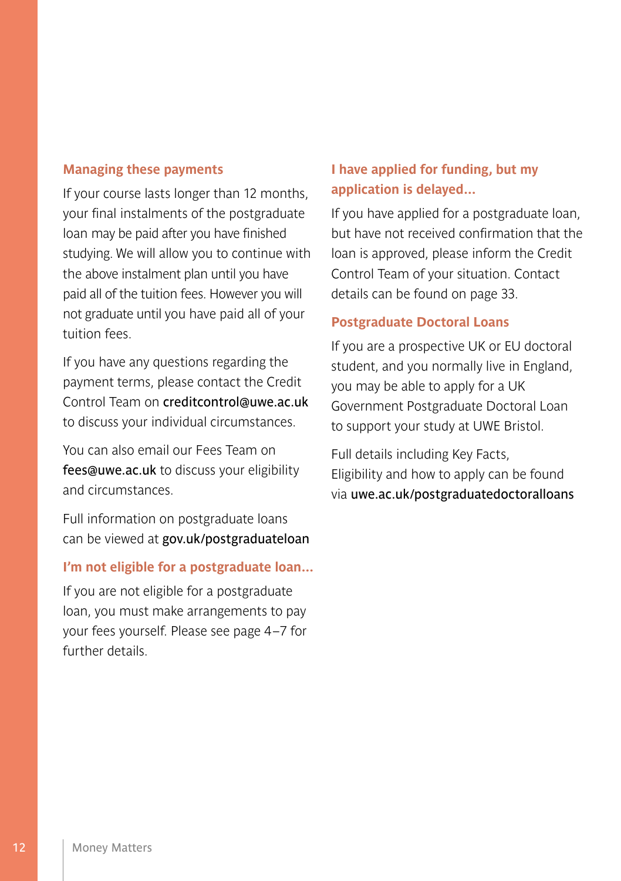### Managing these payments

If your course lasts longer than 12 months, your final instalments of the postgraduate loan may be paid after you have finished studying. We will allow you to continue with the above instalment plan until you have paid all of the tuition fees. However you will not graduate until you have paid all of your tuition fees.

If you have any questions regarding the payment terms, please contact the Credit Control Team on creditcontrol@uwe.ac.uk to discuss your individual circumstances.

You can also email our Fees Team on fees@uwe.ac.uk to discuss your eligibility and circumstances.

Full information on postgraduate loans can be viewed at gov.uk/postgraduateloan

### I'm not eligible for a postgraduate loan...

If you are not eligible for a postgraduate loan, you must make arrangements to pay your fees yourself. Please see page 4–7 for further details.

### I have applied for funding, but my application is delayed...

If you have applied for a postgraduate loan, but have not received confirmation that the loan is approved, please inform the Credit Control Team of your situation. Contact details can be found on page 33.

### Postgraduate Doctoral Loans

If you are a prospective UK or EU doctoral student, and you normally live in England, you may be able to apply for a UK Government Postgraduate Doctoral Loan to support your study at UWE Bristol.

Full details including Key Facts, Eligibility and how to apply can be found via uwe.ac.uk/postgraduatedoctoralloans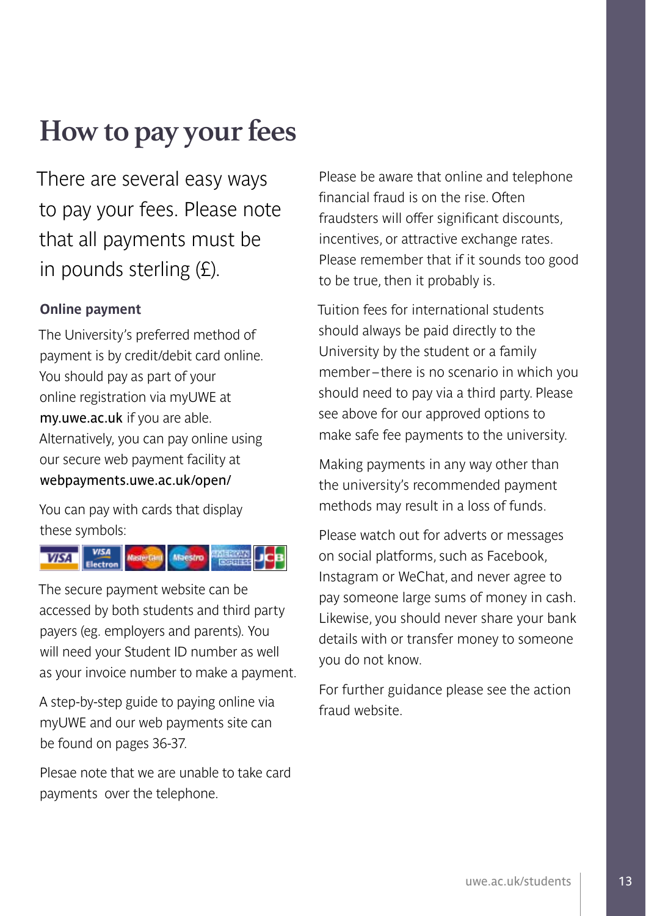# How to pay your fees

There are several easy ways to pay your fees. Please note that all payments must be in pounds sterling (£).

### Online payment

The University's preferred method of payment is by credit/debit card online. You should pay as part of your online registration via myUWE at **my.uwe.ac.uk** if you are able. Alternatively, you can pay online using our secure web payment facility at **webpayments.uwe.ac.uk/open/**

You can pay with cards that display these symbols:

The secure payment website can be accessed by both students and third party payers (eg. employers and parents). You will need your Student ID number as well as your invoice number to make a payment.

A step-by-step guide to paying online via myUWE and our web payments site can be found on pages 36-37.

Plesae note that we are unable to take card payments over the telephone.

Please be aware that online and telephone financial fraud is on the rise. Often fraudsters will offer significant discounts, incentives, or attractive exchange rates. Please remember that if it sounds too good to be true, then it probably is.

Tuition fees for international students should always be paid directly to the University by the student or a family member – there is no scenario in which you should need to pay via a third party. Please see above for our approved options to make safe fee payments to the university.

Making payments in any way other than the university's recommended payment methods may result in a loss of funds.

Please watch out for adverts or messages on social platforms, such as Facebook, Instagram or WeChat, and never agree to pay someone large sums of money in cash. Likewise, you should never share your bank details with or transfer money to someone you do not know.

For further guidance please see the action fraud website.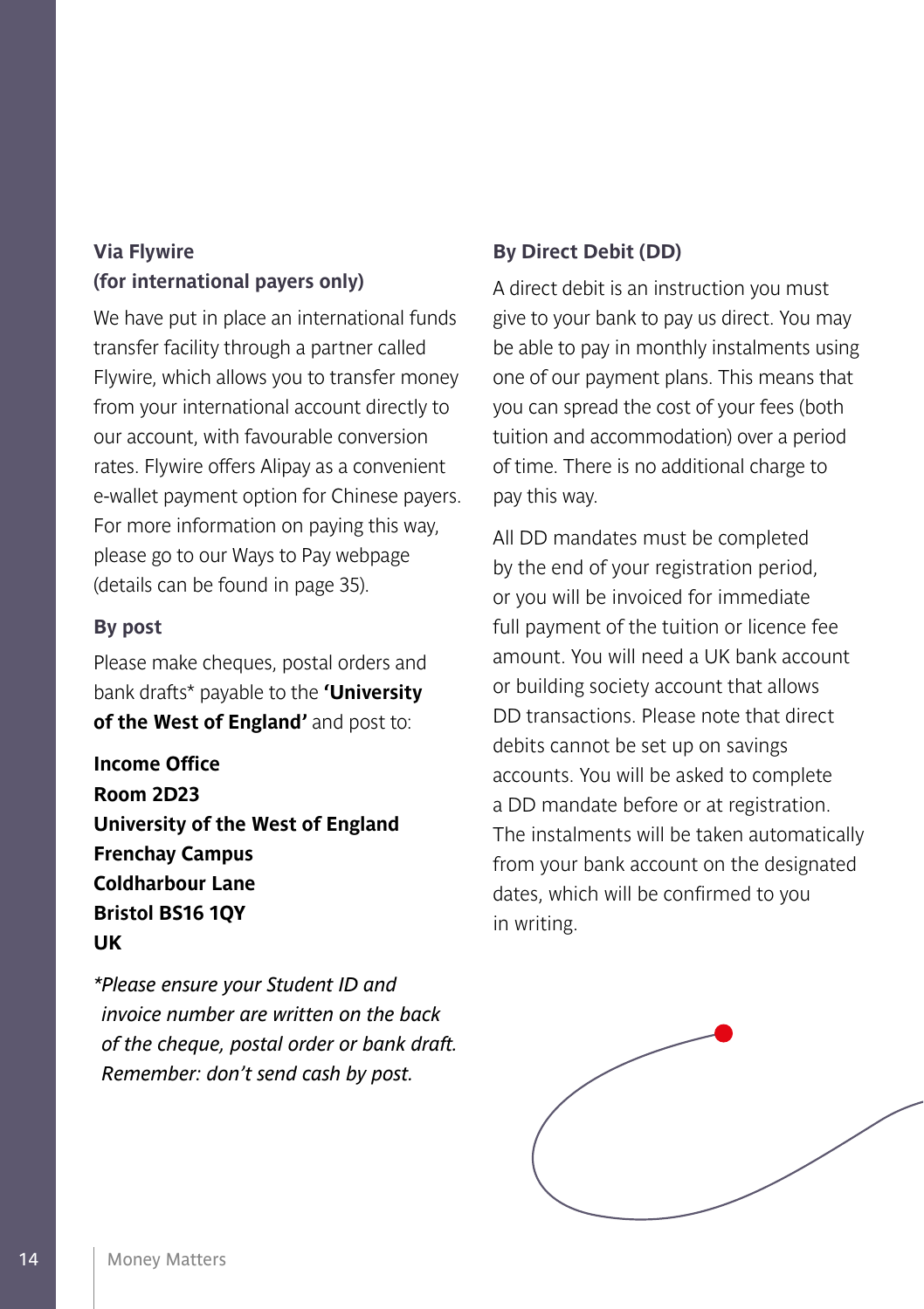### Via Flywire (for international payers only)

We have put in place an international funds transfer facility through a partner called Flywire, which allows you to transfer money from your international account directly to our account, with favourable conversion rates. Flywire offers Alipay as a convenient e-wallet payment option for Chinese payers. For more information on paying this way, please go to our Ways to Pay webpage (details can be found in page 35).

### By post

Please make cheques, postal orders and bank drafts* payable to the **'University of the West of England'** and post to:

**Income Office**
**Room 2D23**
**University of the West of England**
**Frenchay Campus**
**Coldharbour Lane**
**Bristol BS16 1QY**
**UK**

*\*Please ensure your Student ID and invoice number are written on the back of the cheque, postal order or bank draft. Remember: don't send cash by post.*

### By Direct Debit (DD)

A direct debit is an instruction you must give to your bank to pay us direct. You may be able to pay in monthly instalments using one of our payment plans. This means that you can spread the cost of your fees (both tuition and accommodation) over a period of time. There is no additional charge to pay this way.

All DD mandates must be completed by the end of your registration period, or you will be invoiced for immediate full payment of the tuition or licence fee amount. You will need a UK bank account or building society account that allows DD transactions. Please note that direct debits cannot be set up on savings accounts. You will be asked to complete a DD mandate before or at registration. The instalments will be taken automatically from your bank account on the designated dates, which will be confirmed to you in writing.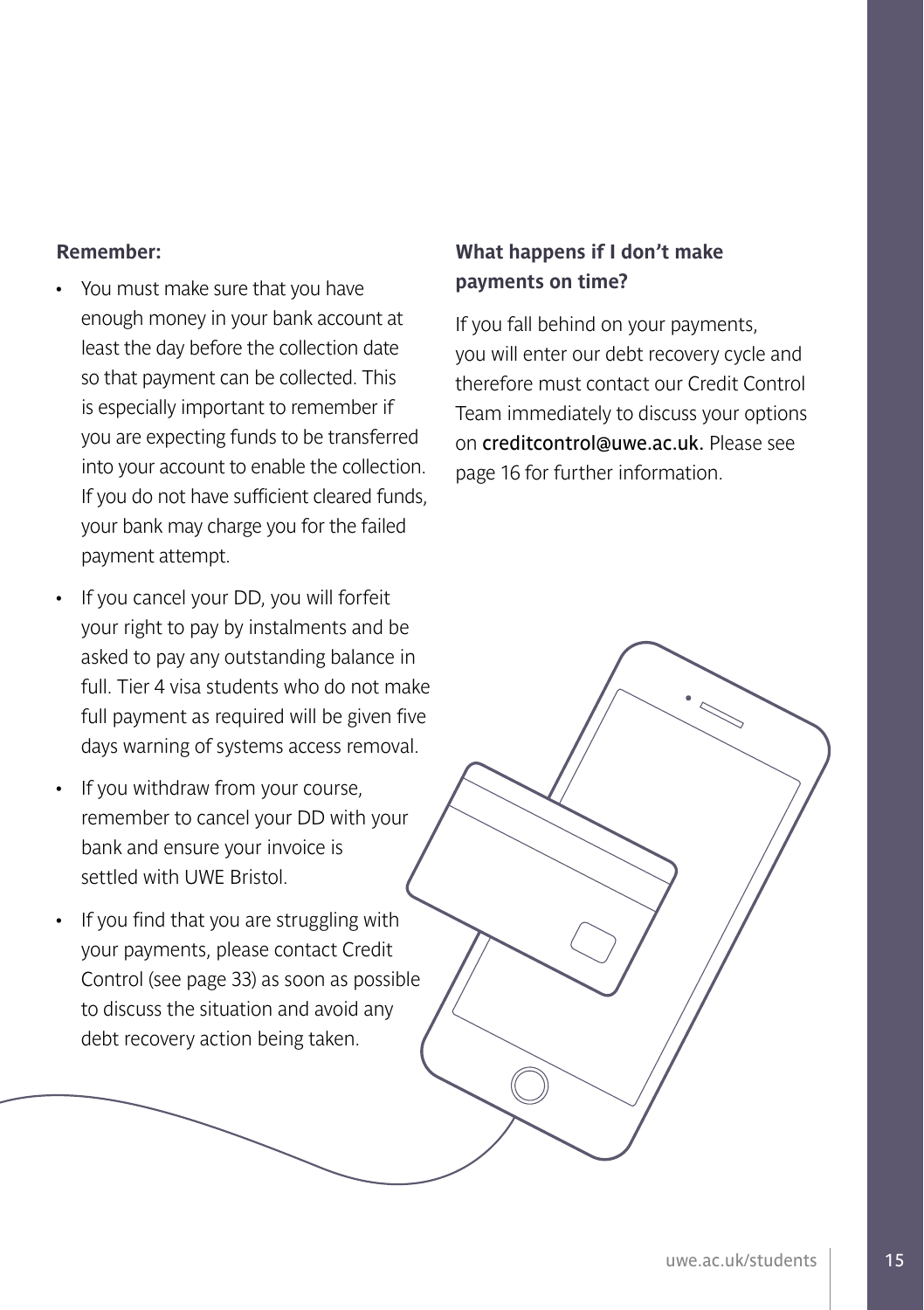**Remember:**

- You must make sure that you have enough money in your bank account at least the day before the collection date so that payment can be collected. This is especially important to remember if you are expecting funds to be transferred into your account to enable the collection. If you do not have sufficient cleared funds, your bank may charge you for the failed payment attempt.
- If you cancel your DD, you will forfeit your right to pay by instalments and be asked to pay any outstanding balance in full. Tier 4 visa students who do not make full payment as required will be given five days warning of systems access removal.
- If you withdraw from your course, remember to cancel your DD with your bank and ensure your invoice is settled with UWE Bristol.
- If you find that you are struggling with your payments, please contact Credit Control (see page 33) as soon as possible to discuss the situation and avoid any debt recovery action being taken.

### What happens if I don't make payments on time?

If you fall behind on your payments, you will enter our debt recovery cycle and therefore must contact our Credit Control Team immediately to discuss your options on creditcontrol@uwe.ac.uk. Please see page 16 for further information.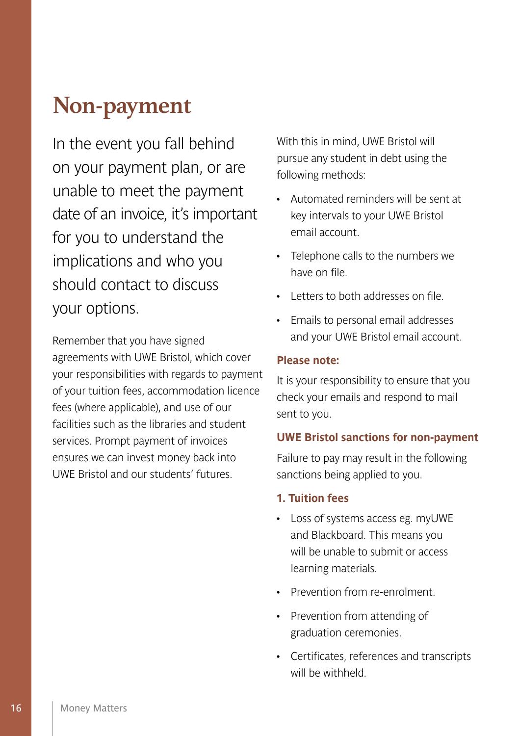# Non-payment

In the event you fall behind on your payment plan, or are unable to meet the payment date of an invoice, it's important for you to understand the implications and who you should contact to discuss your options.

Remember that you have signed agreements with UWE Bristol, which cover your responsibilities with regards to payment of your tuition fees, accommodation licence fees (where applicable), and use of our facilities such as the libraries and student services. Prompt payment of invoices ensures we can invest money back into UWE Bristol and our students' futures.

With this in mind, UWE Bristol will pursue any student in debt using the following methods:

- Automated reminders will be sent at key intervals to your UWE Bristol email account.
- Telephone calls to the numbers we have on file.
- Letters to both addresses on file.
- Emails to personal email addresses and your UWE Bristol email account.

**Please note:**

It is your responsibility to ensure that you check your emails and respond to mail sent to you.

### UWE Bristol sanctions for non-payment

Failure to pay may result in the following sanctions being applied to you.

#### 1. Tuition fees

- Loss of systems access eg. myUWE and Blackboard. This means you will be unable to submit or access learning materials.
- Prevention from re-enrolment.
- Prevention from attending of graduation ceremonies.
- Certificates, references and transcripts will be withheld.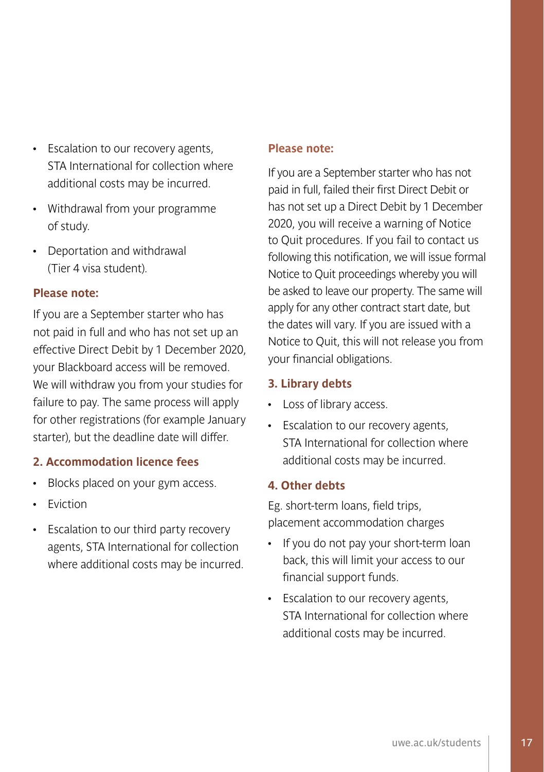- Escalation to our recovery agents, STA International for collection where additional costs may be incurred.
- Withdrawal from your programme of study.
- Deportation and withdrawal (Tier 4 visa student).

**Please note:**

If you are a September starter who has not paid in full and who has not set up an effective Direct Debit by 1 December 2020, your Blackboard access will be removed. We will withdraw you from your studies for failure to pay. The same process will apply for other registrations (for example January starter), but the deadline date will differ.

### 2. Accommodation licence fees

- Blocks placed on your gym access.
- Eviction
- Escalation to our third party recovery agents, STA International for collection where additional costs may be incurred.

**Please note:**

If you are a September starter who has not paid in full, failed their first Direct Debit or has not set up a Direct Debit by 1 December 2020, you will receive a warning of Notice to Quit procedures. If you fail to contact us following this notification, we will issue formal Notice to Quit proceedings whereby you will be asked to leave our property. The same will apply for any other contract start date, but the dates will vary. If you are issued with a Notice to Quit, this will not release you from your financial obligations.

### 3. Library debts

- Loss of library access.
- Escalation to our recovery agents, STA International for collection where additional costs may be incurred.

### 4. Other debts

Eg. short-term loans, field trips, placement accommodation charges

- If you do not pay your short-term loan back, this will limit your access to our financial support funds.
- Escalation to our recovery agents, STA International for collection where additional costs may be incurred.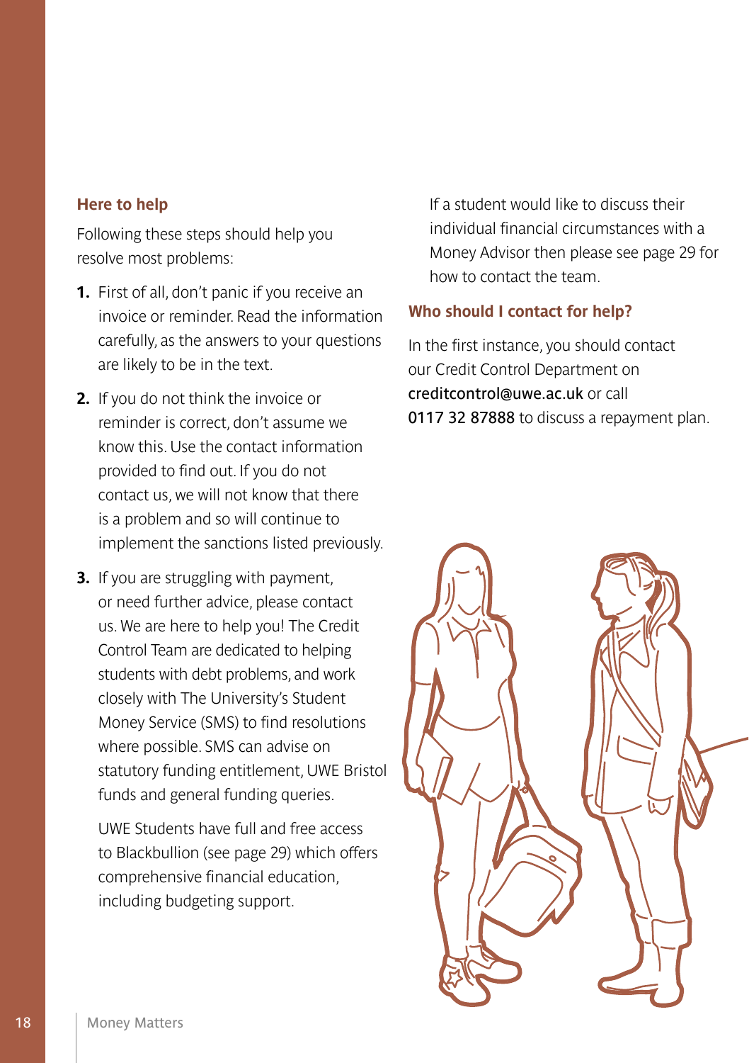### Here to help

Following these steps should help you resolve most problems:

1. First of all, don't panic if you receive an invoice or reminder. Read the information carefully, as the answers to your questions are likely to be in the text.
2. If you do not think the invoice or reminder is correct, don't assume we know this. Use the contact information provided to find out. If you do not contact us, we will not know that there is a problem and so will continue to implement the sanctions listed previously.
3. If you are struggling with payment, or need further advice, please contact us. We are here to help you! The Credit Control Team are dedicated to helping students with debt problems, and work closely with The University's Student Money Service (SMS) to find resolutions where possible. SMS can advise on statutory funding entitlement, UWE Bristol funds and general funding queries.

   UWE Students have full and free access to Blackbullion (see page 29) which offers comprehensive financial education, including budgeting support.

   If a student would like to discuss their individual financial circumstances with a Money Advisor then please see page 29 for how to contact the team.

### Who should I contact for help?

In the first instance, you should contact our Credit Control Department on creditcontrol@uwe.ac.uk or call 0117 32 87888 to discuss a repayment plan.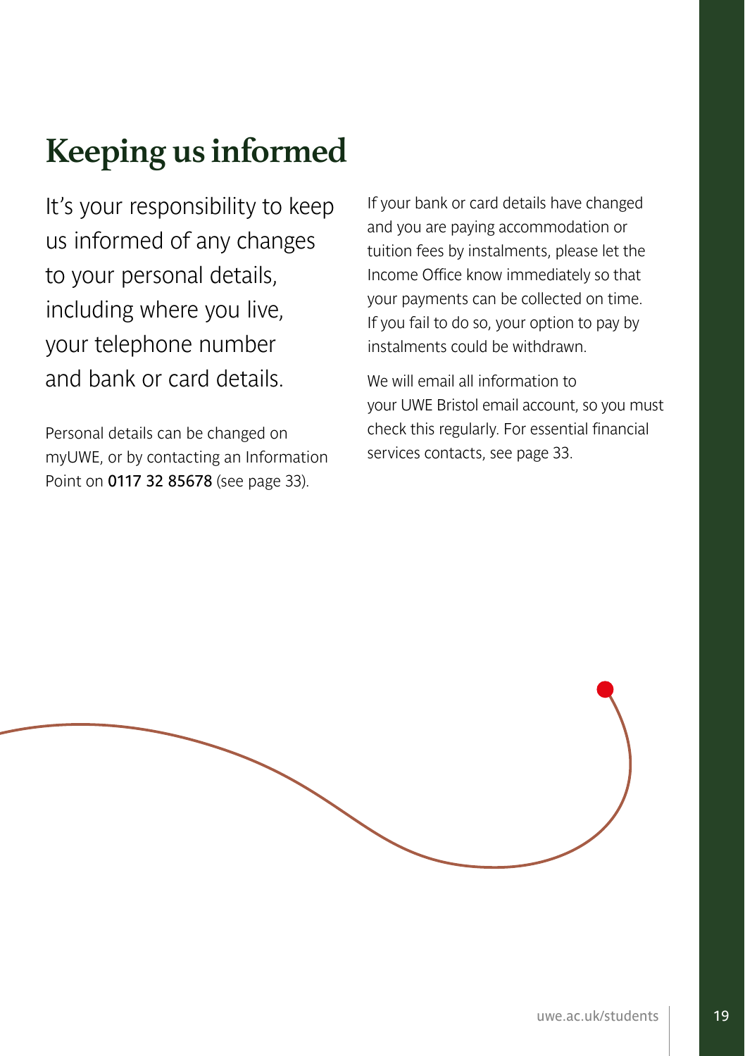# Keeping us informed

It's your responsibility to keep us informed of any changes to your personal details, including where you live, your telephone number and bank or card details.

Personal details can be changed on myUWE, or by contacting an Information Point on **0117 32 85678** (see page 33).

If your bank or card details have changed and you are paying accommodation or tuition fees by instalments, please let the Income Office know immediately so that your payments can be collected on time. If you fail to do so, your option to pay by instalments could be withdrawn.

We will email all information to your UWE Bristol email account, so you must check this regularly. For essential financial services contacts, see page 33.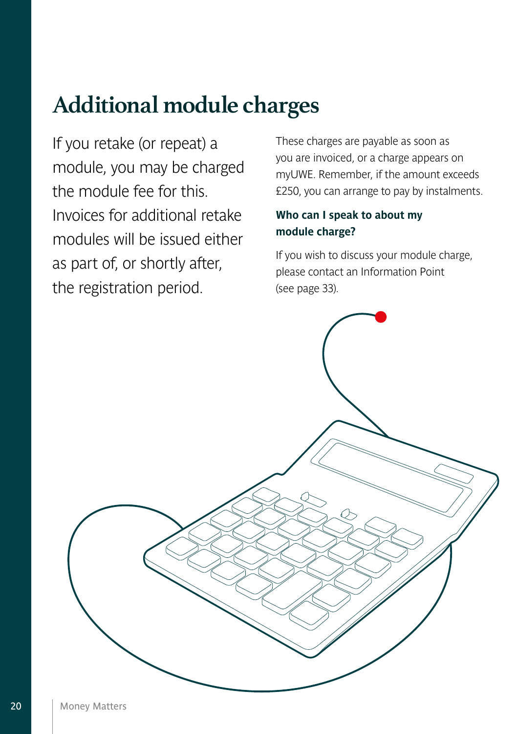# Additional module charges

If you retake (or repeat) a module, you may be charged the module fee for this. Invoices for additional retake modules will be issued either as part of, or shortly after, the registration period.

These charges are payable as soon as you are invoiced, or a charge appears on myUWE. Remember, if the amount exceeds £250, you can arrange to pay by instalments.

**Who can I speak to about my module charge?**

If you wish to discuss your module charge, please contact an Information Point (see page 33).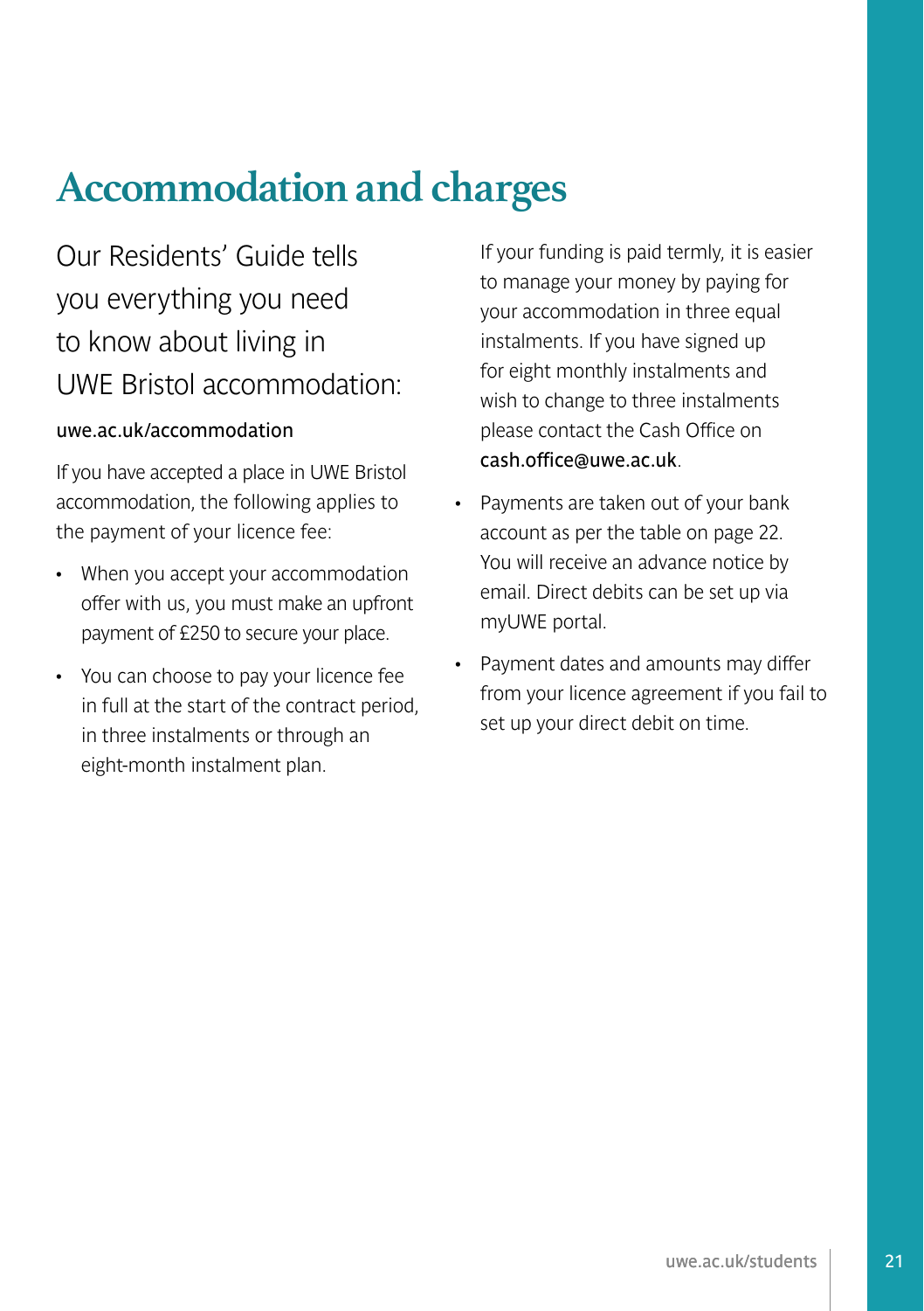# Accommodation and charges

Our Residents' Guide tells you everything you need to know about living in UWE Bristol accommodation:

uwe.ac.uk/accommodation

If you have accepted a place in UWE Bristol accommodation, the following applies to the payment of your licence fee:

- When you accept your accommodation offer with us, you must make an upfront payment of £250 to secure your place.
- You can choose to pay your licence fee in full at the start of the contract period, in three instalments or through an eight-month instalment plan.

  If your funding is paid termly, it is easier to manage your money by paying for your accommodation in three equal instalments. If you have signed up for eight monthly instalments and wish to change to three instalments please contact the Cash Office on cash.office@uwe.ac.uk.
- Payments are taken out of your bank account as per the table on page 22. You will receive an advance notice by email. Direct debits can be set up via myUWE portal.
- Payment dates and amounts may differ from your licence agreement if you fail to set up your direct debit on time.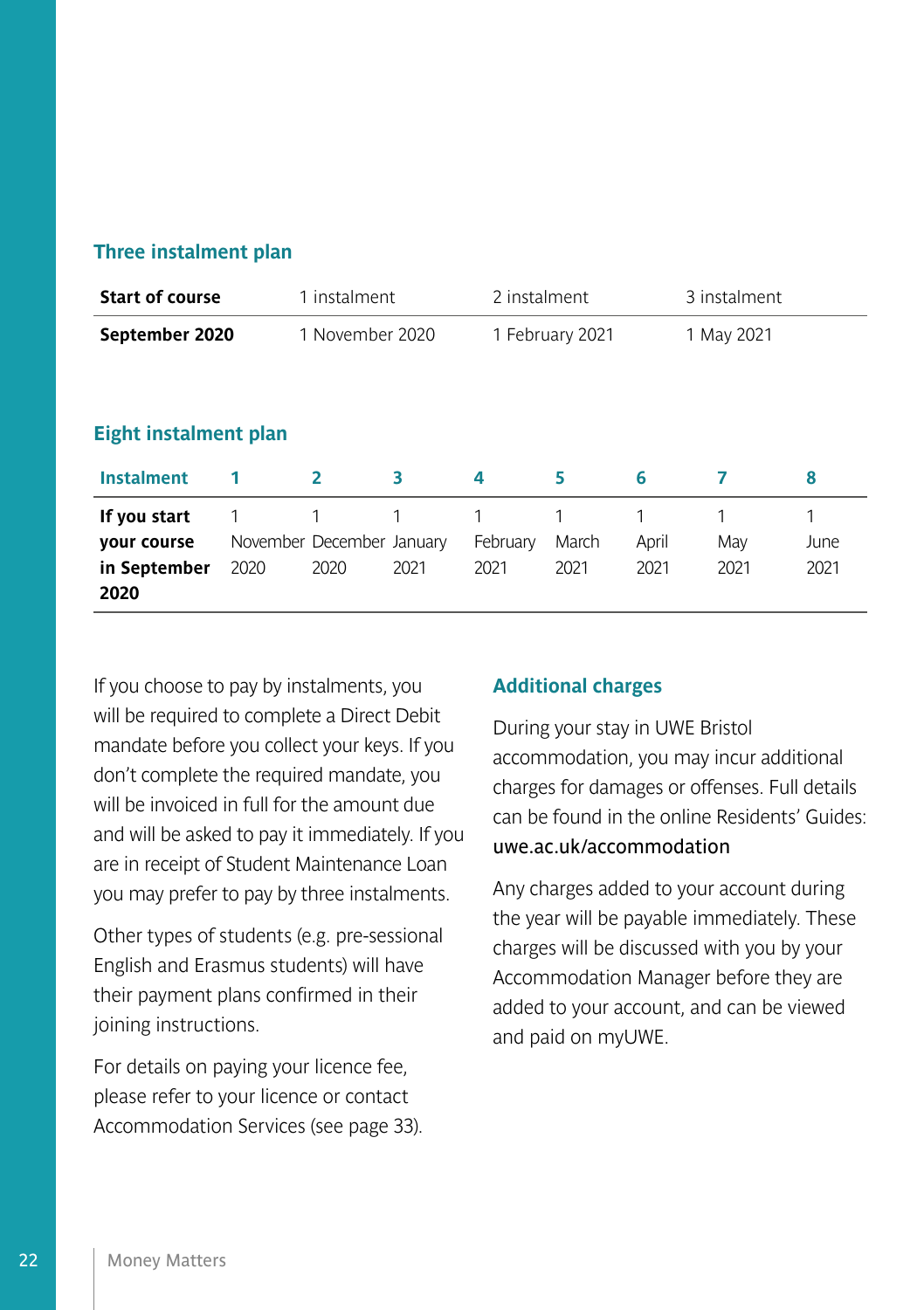### Three instalment plan

| Start of course | 1 instalment | 2 instalment | 3 instalment |
|---|---|---|---|
| **September 2020** | 1 November 2020 | 1 February 2021 | 1 May 2021 |

### Eight instalment plan

| Instalment | 1 | 2 | 3 | 4 | 5 | 6 | 7 | 8 |
|---|---|---|---|---|---|---|---|---|
| **If you start your course in September 2020** | 1 November 2020 | 1 December 2020 | 1 January 2021 | 1 February 2021 | 1 March 2021 | 1 April 2021 | 1 May 2021 | 1 June 2021 |

If you choose to pay by instalments, you will be required to complete a Direct Debit mandate before you collect your keys. If you don't complete the required mandate, you will be invoiced in full for the amount due and will be asked to pay it immediately. If you are in receipt of Student Maintenance Loan you may prefer to pay by three instalments.

Other types of students (e.g. pre-sessional English and Erasmus students) will have their payment plans confirmed in their joining instructions.

For details on paying your licence fee, please refer to your licence or contact Accommodation Services (see page 33).

### Additional charges

During your stay in UWE Bristol accommodation, you may incur additional charges for damages or offenses. Full details can be found in the online Residents' Guides: uwe.ac.uk/accommodation

Any charges added to your account during the year will be payable immediately. These charges will be discussed with you by your Accommodation Manager before they are added to your account, and can be viewed and paid on myUWE.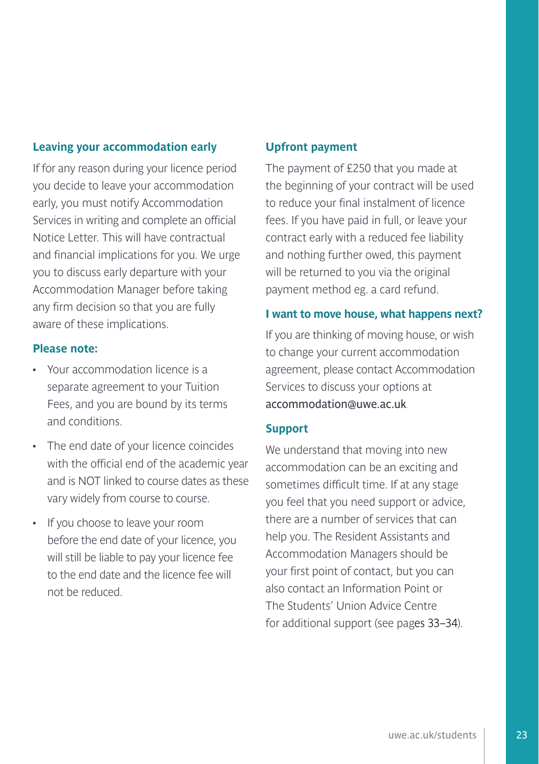## Leaving your accommodation early

If for any reason during your licence period you decide to leave your accommodation early, you must notify Accommodation Services in writing and complete an official Notice Letter. This will have contractual and financial implications for you. We urge you to discuss early departure with your Accommodation Manager before taking any firm decision so that you are fully aware of these implications.

### Please note:

- Your accommodation licence is a separate agreement to your Tuition Fees, and you are bound by its terms and conditions.
- The end date of your licence coincides with the official end of the academic year and is NOT linked to course dates as these vary widely from course to course.
- If you choose to leave your room before the end date of your licence, you will still be liable to pay your licence fee to the end date and the licence fee will not be reduced.

## Upfront payment

The payment of £250 that you made at the beginning of your contract will be used to reduce your final instalment of licence fees. If you have paid in full, or leave your contract early with a reduced fee liability and nothing further owed, this payment will be returned to you via the original payment method eg. a card refund.

### I want to move house, what happens next?

If you are thinking of moving house, or wish to change your current accommodation agreement, please contact Accommodation Services to discuss your options at accommodation@uwe.ac.uk.

## Support

We understand that moving into new accommodation can be an exciting and sometimes difficult time. If at any stage you feel that you need support or advice, there are a number of services that can help you. The Resident Assistants and Accommodation Managers should be your first point of contact, but you can also contact an Information Point or The Students' Union Advice Centre for additional support (see pages 33–34).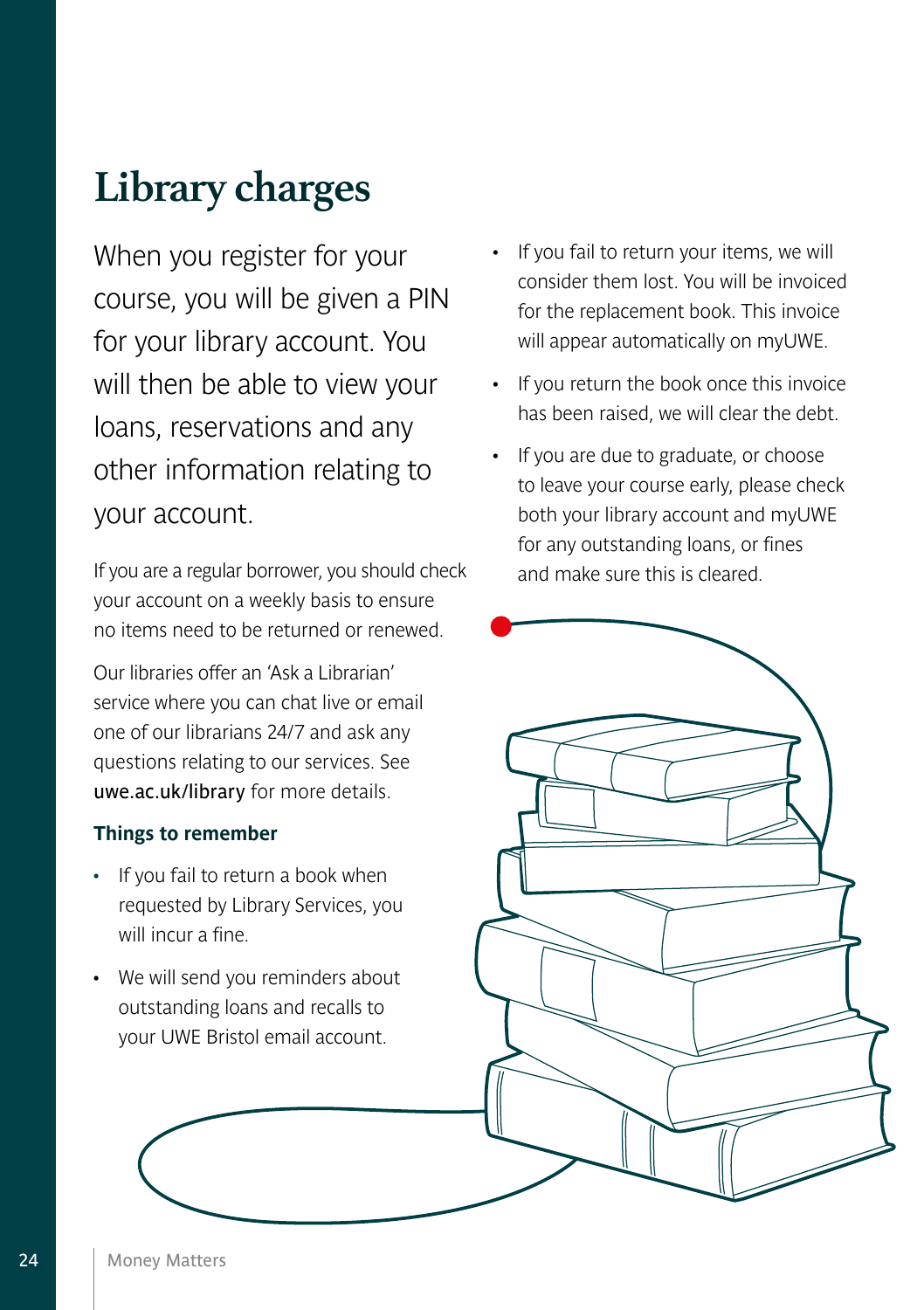# Library charges

When you register for your course, you will be given a PIN for your library account. You will then be able to view your loans, reservations and any other information relating to your account.

If you are a regular borrower, you should check your account on a weekly basis to ensure no items need to be returned or renewed.

Our libraries offer an 'Ask a Librarian' service where you can chat live or email one of our librarians 24/7 and ask any questions relating to our services. See **uwe.ac.uk/library** for more details.

### Things to remember

- If you fail to return a book when requested by Library Services, you will incur a fine.
- We will send you reminders about outstanding loans and recalls to your UWE Bristol email account.
- If you fail to return your items, we will consider them lost. You will be invoiced for the replacement book. This invoice will appear automatically on myUWE.
- If you return the book once this invoice has been raised, we will clear the debt.
- If you are due to graduate, or choose to leave your course early, please check both your library account and myUWE for any outstanding loans, or fines and make sure this is cleared.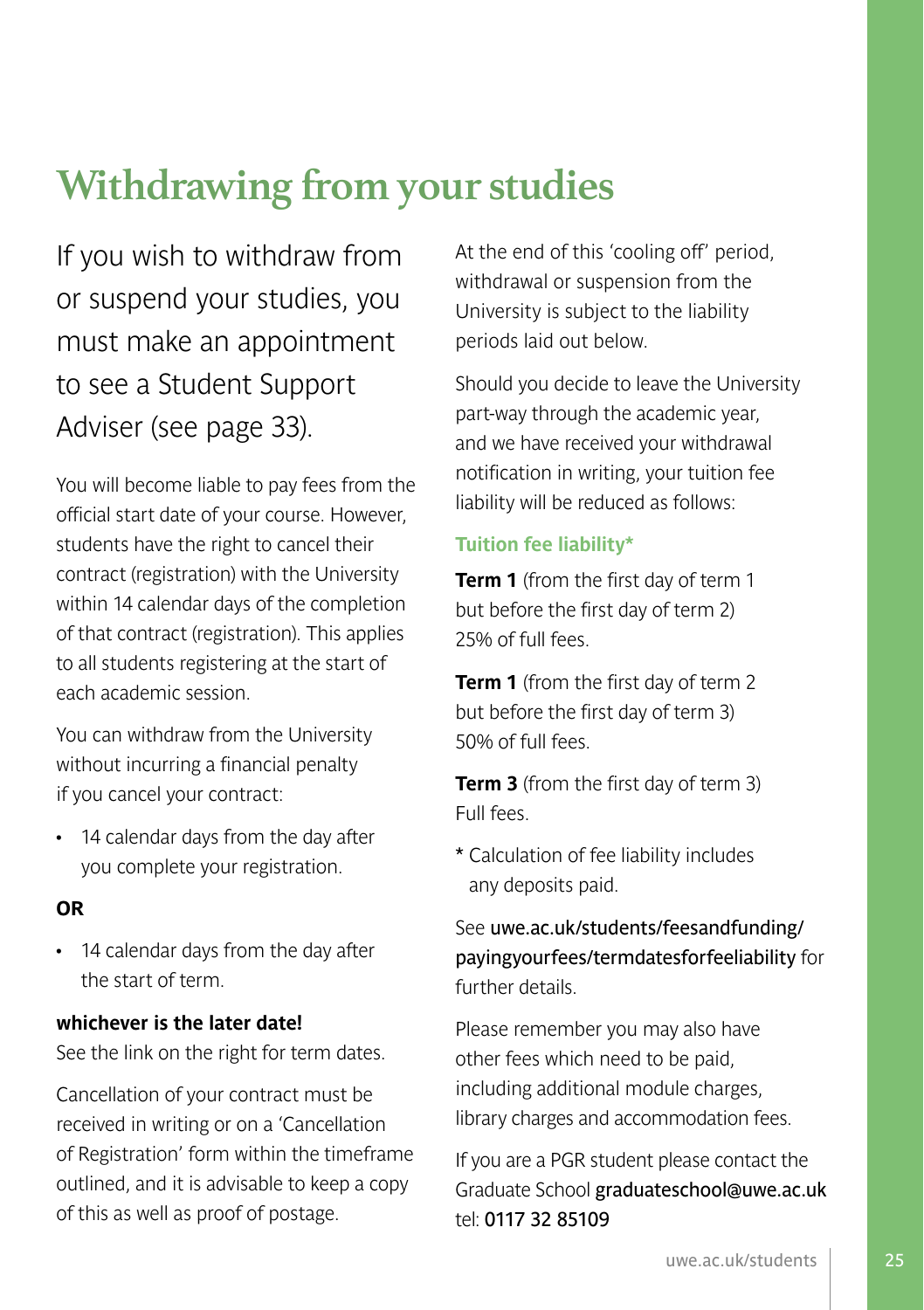# Withdrawing from your studies

If you wish to withdraw from or suspend your studies, you must make an appointment to see a Student Support Adviser (see page 33).

You will become liable to pay fees from the official start date of your course. However, students have the right to cancel their contract (registration) with the University within 14 calendar days of the completion of that contract (registration). This applies to all students registering at the start of each academic session.

You can withdraw from the University without incurring a financial penalty if you cancel your contract:

- 14 calendar days from the day after you complete your registration.

**OR**

- 14 calendar days from the day after the start of term.

**whichever is the later date!**
See the link on the right for term dates.

Cancellation of your contract must be received in writing or on a 'Cancellation of Registration' form within the timeframe outlined, and it is advisable to keep a copy of this as well as proof of postage.

At the end of this 'cooling off' period, withdrawal or suspension from the University is subject to the liability periods laid out below.

Should you decide to leave the University part-way through the academic year, and we have received your withdrawal notification in writing, your tuition fee liability will be reduced as follows:

### Tuition fee liability*

**Term 1** (from the first day of term 1 but before the first day of term 2) 25% of full fees.

**Term 1** (from the first day of term 2 but before the first day of term 3) 50% of full fees.

**Term 3** (from the first day of term 3) Full fees.

\* Calculation of fee liability includes any deposits paid.

See uwe.ac.uk/students/feesandfunding/payingyourfees/termdatesforfeeliability for further details.

Please remember you may also have other fees which need to be paid, including additional module charges, library charges and accommodation fees.

If you are a PGR student please contact the Graduate School graduateschool@uwe.ac.uk tel: 0117 32 85109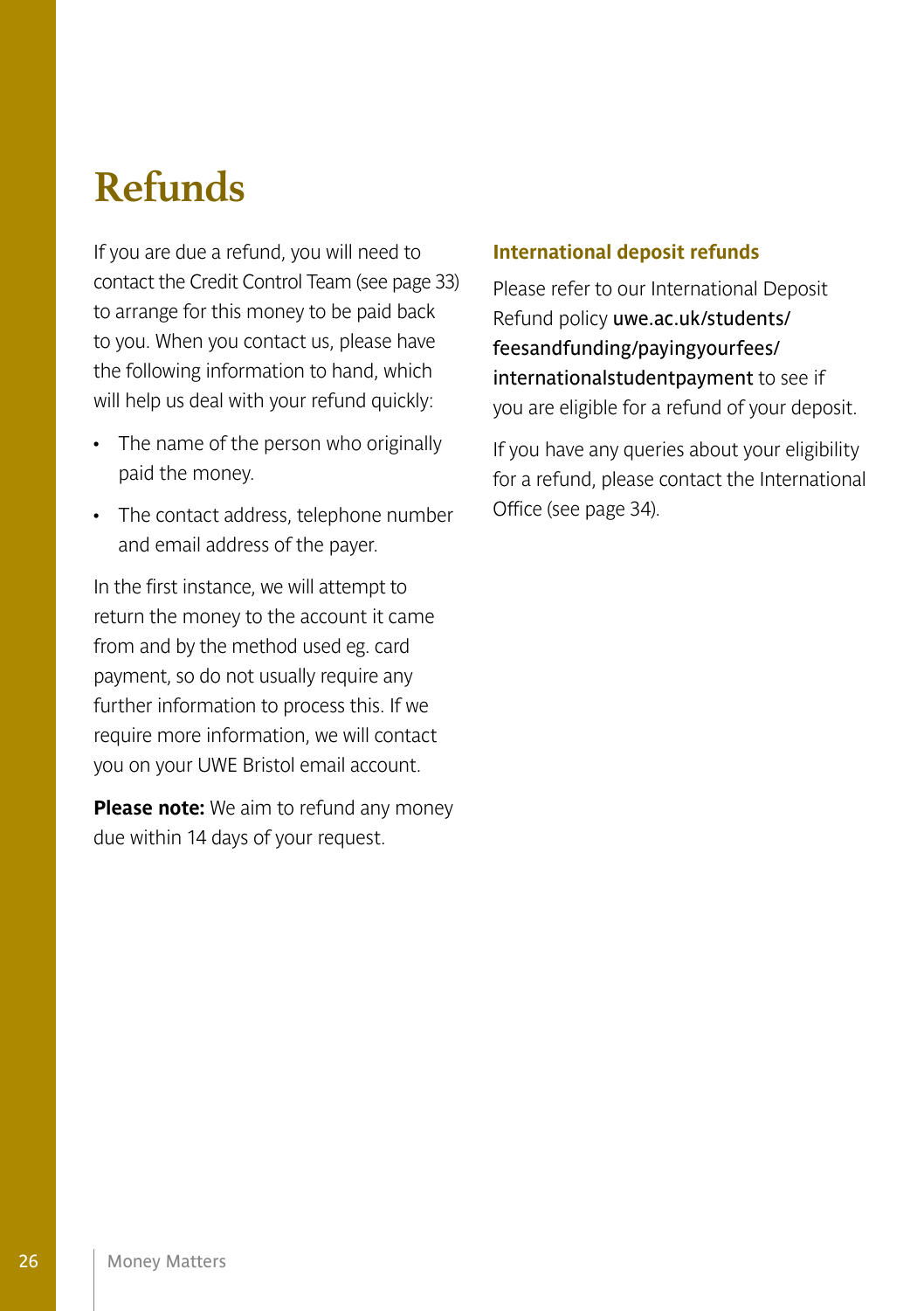# Refunds

If you are due a refund, you will need to contact the Credit Control Team (see page 33) to arrange for this money to be paid back to you. When you contact us, please have the following information to hand, which will help us deal with your refund quickly:

- The name of the person who originally paid the money.
- The contact address, telephone number and email address of the payer.

In the first instance, we will attempt to return the money to the account it came from and by the method used eg. card payment, so do not usually require any further information to process this. If we require more information, we will contact you on your UWE Bristol email account.

**Please note:** We aim to refund any money due within 14 days of your request.

### International deposit refunds

Please refer to our International Deposit Refund policy uwe.ac.uk/students/feesandfunding/payingyourfees/internationalstudentpayment to see if you are eligible for a refund of your deposit.

If you have any queries about your eligibility for a refund, please contact the International Office (see page 34).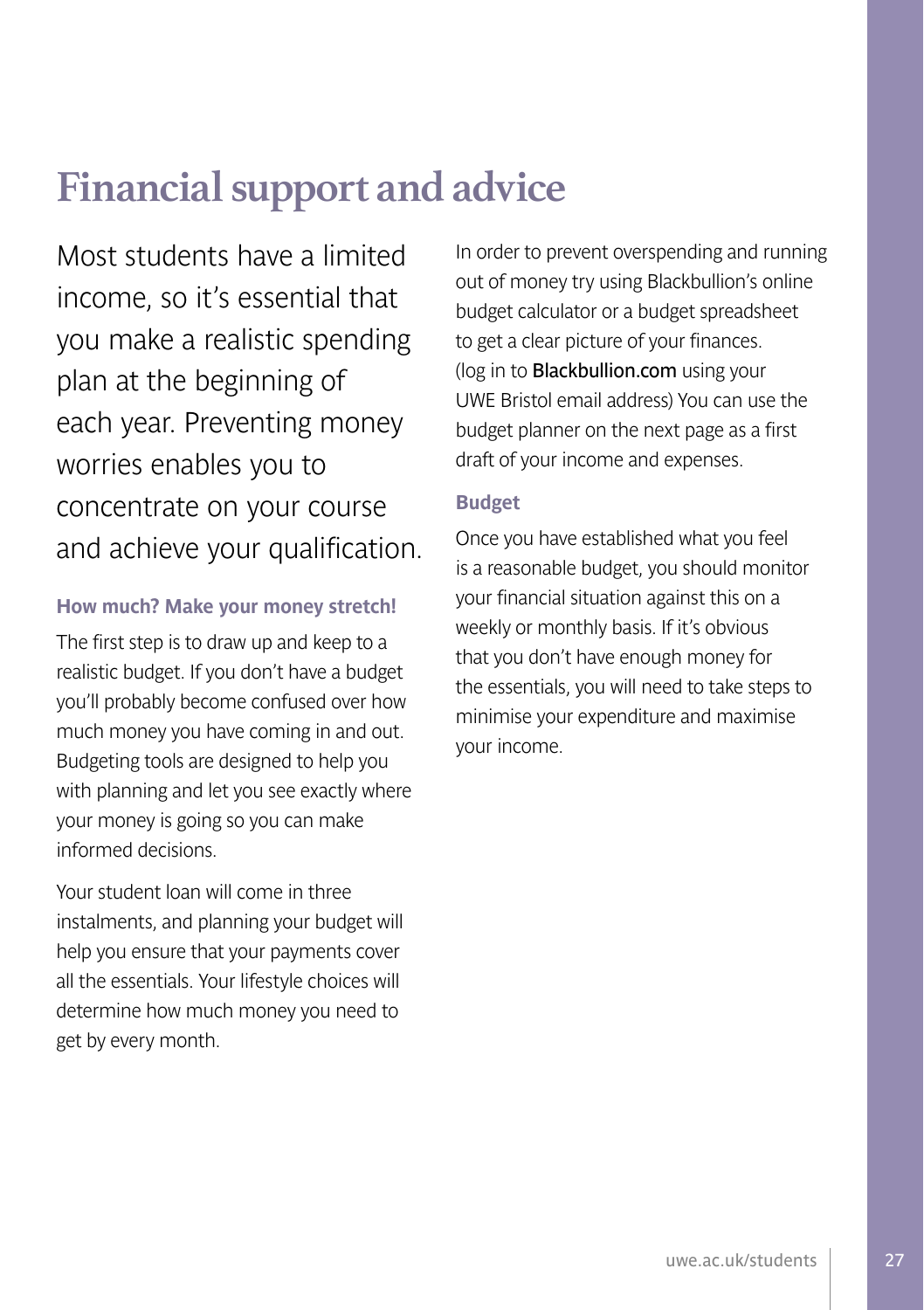# Financial support and advice

Most students have a limited income, so it's essential that you make a realistic spending plan at the beginning of each year. Preventing money worries enables you to concentrate on your course and achieve your qualification.

### How much? Make your money stretch!

The first step is to draw up and keep to a realistic budget. If you don't have a budget you'll probably become confused over how much money you have coming in and out. Budgeting tools are designed to help you with planning and let you see exactly where your money is going so you can make informed decisions.

Your student loan will come in three instalments, and planning your budget will help you ensure that your payments cover all the essentials. Your lifestyle choices will determine how much money you need to get by every month.

In order to prevent overspending and running out of money try using Blackbullion's online budget calculator or a budget spreadsheet to get a clear picture of your finances. (log in to **Blackbullion.com** using your UWE Bristol email address) You can use the budget planner on the next page as a first draft of your income and expenses.

### Budget

Once you have established what you feel is a reasonable budget, you should monitor your financial situation against this on a weekly or monthly basis. If it's obvious that you don't have enough money for the essentials, you will need to take steps to minimise your expenditure and maximise your income.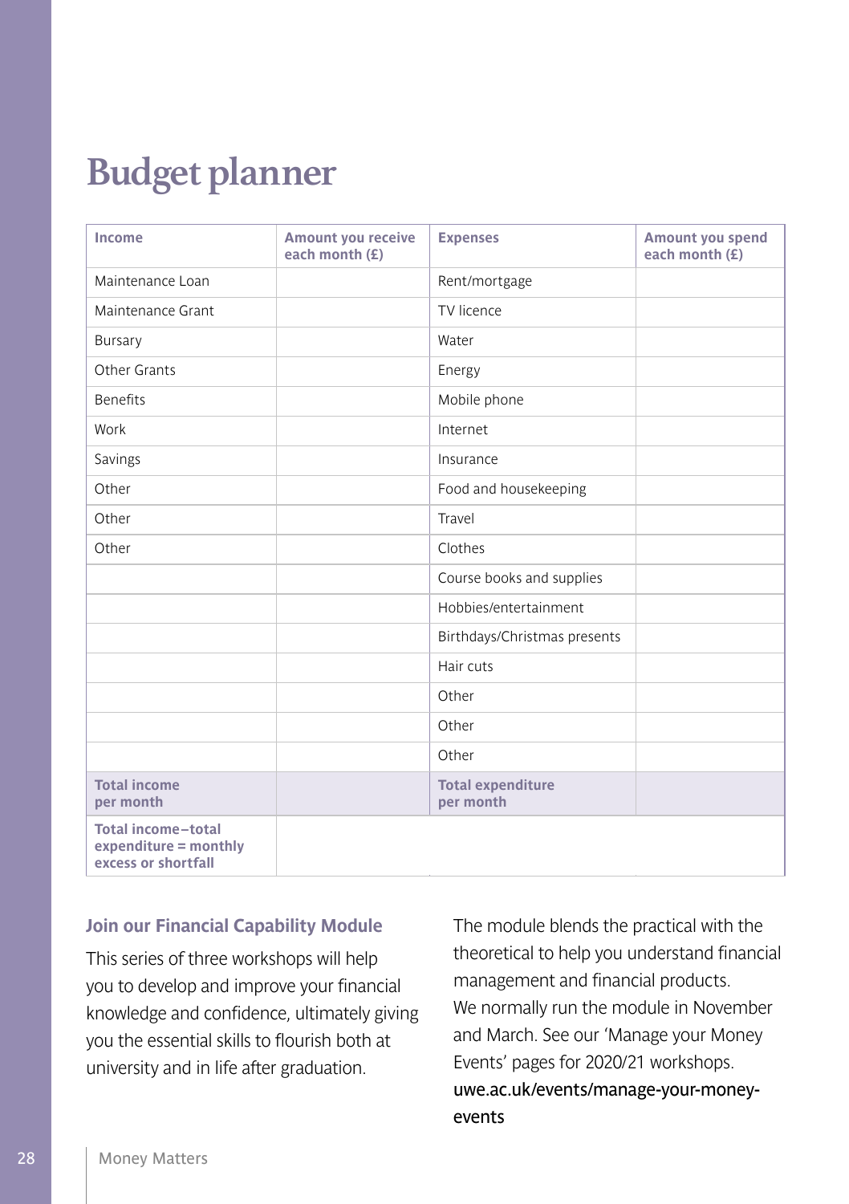# Budget planner

| Income | Amount you receive each month (£) | Expenses | Amount you spend each month (£) |
|---|---|---|---|
| Maintenance Loan | | Rent/mortgage | |
| Maintenance Grant | | TV licence | |
| Bursary | | Water | |
| Other Grants | | Energy | |
| Benefits | | Mobile phone | |
| Work | | Internet | |
| Savings | | Insurance | |
| Other | | Food and housekeeping | |
| Other | | Travel | |
| Other | | Clothes | |
| | | Course books and supplies | |
| | | Hobbies/entertainment | |
| | | Birthdays/Christmas presents | |
| | | Hair cuts | |
| | | Other | |
| | | Other | |
| | | Other | |
| **Total income per month** | | **Total expenditure per month** | |
| **Total income–total expenditure = monthly excess or shortfall** | | | |

### Join our Financial Capability Module

This series of three workshops will help you to develop and improve your financial knowledge and confidence, ultimately giving you the essential skills to flourish both at university and in life after graduation.

The module blends the practical with the theoretical to help you understand financial management and financial products. We normally run the module in November and March. See our 'Manage your Money Events' pages for 2020/21 workshops. uwe.ac.uk/events/manage-your-money-events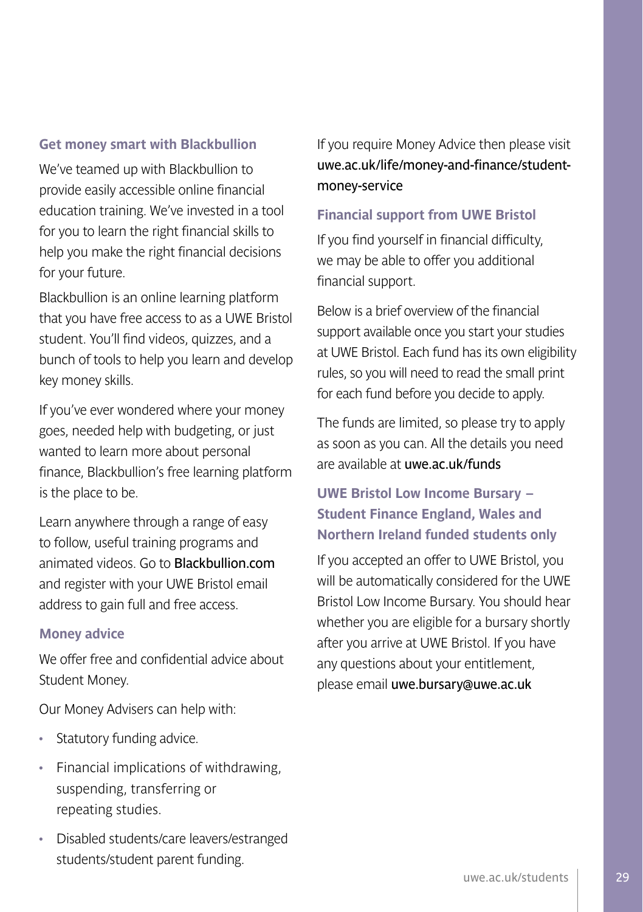### Get money smart with Blackbullion

We've teamed up with Blackbullion to provide easily accessible online financial education training. We've invested in a tool for you to learn the right financial skills to help you make the right financial decisions for your future.

Blackbullion is an online learning platform that you have free access to as a UWE Bristol student. You'll find videos, quizzes, and a bunch of tools to help you learn and develop key money skills.

If you've ever wondered where your money goes, needed help with budgeting, or just wanted to learn more about personal finance, Blackbullion's free learning platform is the place to be.

Learn anywhere through a range of easy to follow, useful training programs and animated videos. Go to Blackbullion.com and register with your UWE Bristol email address to gain full and free access.

### Money advice

We offer free and confidential advice about Student Money.

Our Money Advisers can help with:

- Statutory funding advice.
- Financial implications of withdrawing, suspending, transferring or repeating studies.
- Disabled students/care leavers/estranged students/student parent funding.

If you require Money Advice then please visit uwe.ac.uk/life/money-and-finance/student-money-service

### Financial support from UWE Bristol

If you find yourself in financial difficulty, we may be able to offer you additional financial support.

Below is a brief overview of the financial support available once you start your studies at UWE Bristol. Each fund has its own eligibility rules, so you will need to read the small print for each fund before you decide to apply.

The funds are limited, so please try to apply as soon as you can. All the details you need are available at uwe.ac.uk/funds

### UWE Bristol Low Income Bursary – Student Finance England, Wales and Northern Ireland funded students only

If you accepted an offer to UWE Bristol, you will be automatically considered for the UWE Bristol Low Income Bursary. You should hear whether you are eligible for a bursary shortly after you arrive at UWE Bristol. If you have any questions about your entitlement, please email uwe.bursary@uwe.ac.uk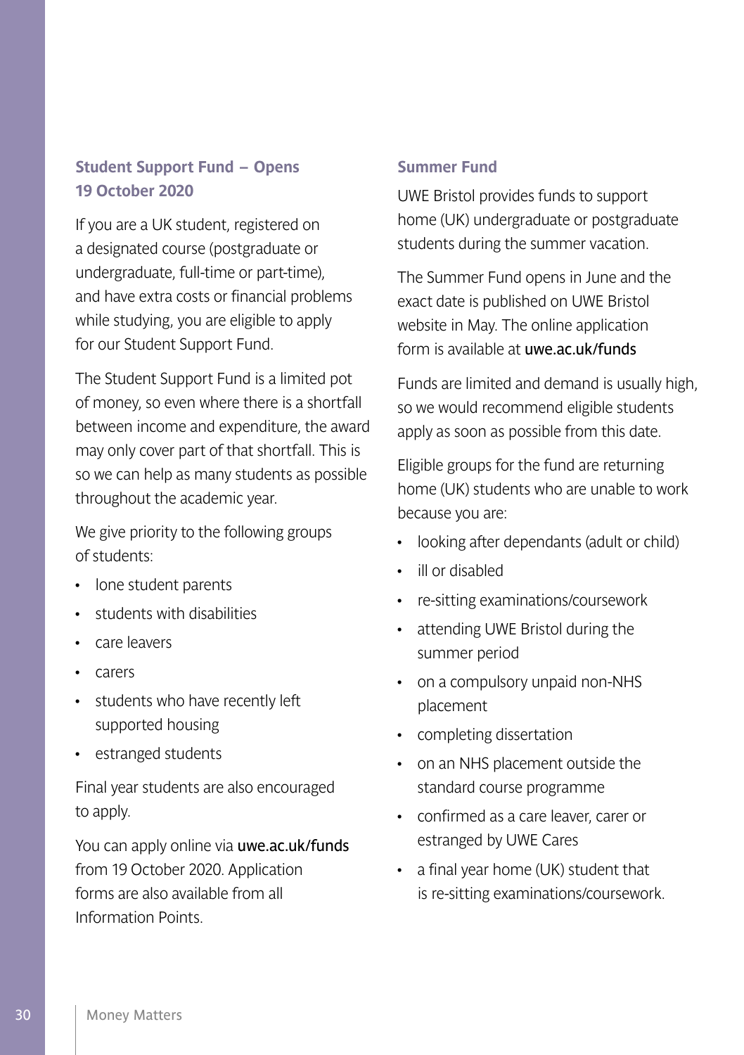## Student Support Fund – Opens 19 October 2020

If you are a UK student, registered on a designated course (postgraduate or undergraduate, full-time or part-time), and have extra costs or financial problems while studying, you are eligible to apply for our Student Support Fund.

The Student Support Fund is a limited pot of money, so even where there is a shortfall between income and expenditure, the award may only cover part of that shortfall. This is so we can help as many students as possible throughout the academic year.

We give priority to the following groups of students:

- lone student parents
- students with disabilities
- care leavers
- carers
- students who have recently left supported housing
- estranged students

Final year students are also encouraged to apply.

You can apply online via uwe.ac.uk/funds from 19 October 2020. Application forms are also available from all Information Points.

## Summer Fund

UWE Bristol provides funds to support home (UK) undergraduate or postgraduate students during the summer vacation.

The Summer Fund opens in June and the exact date is published on UWE Bristol website in May. The online application form is available at uwe.ac.uk/funds

Funds are limited and demand is usually high, so we would recommend eligible students apply as soon as possible from this date.

Eligible groups for the fund are returning home (UK) students who are unable to work because you are:

- looking after dependants (adult or child)
- ill or disabled
- re-sitting examinations/coursework
- attending UWE Bristol during the summer period
- on a compulsory unpaid non-NHS placement
- completing dissertation
- on an NHS placement outside the standard course programme
- confirmed as a care leaver, carer or estranged by UWE Cares
- a final year home (UK) student that is re-sitting examinations/coursework.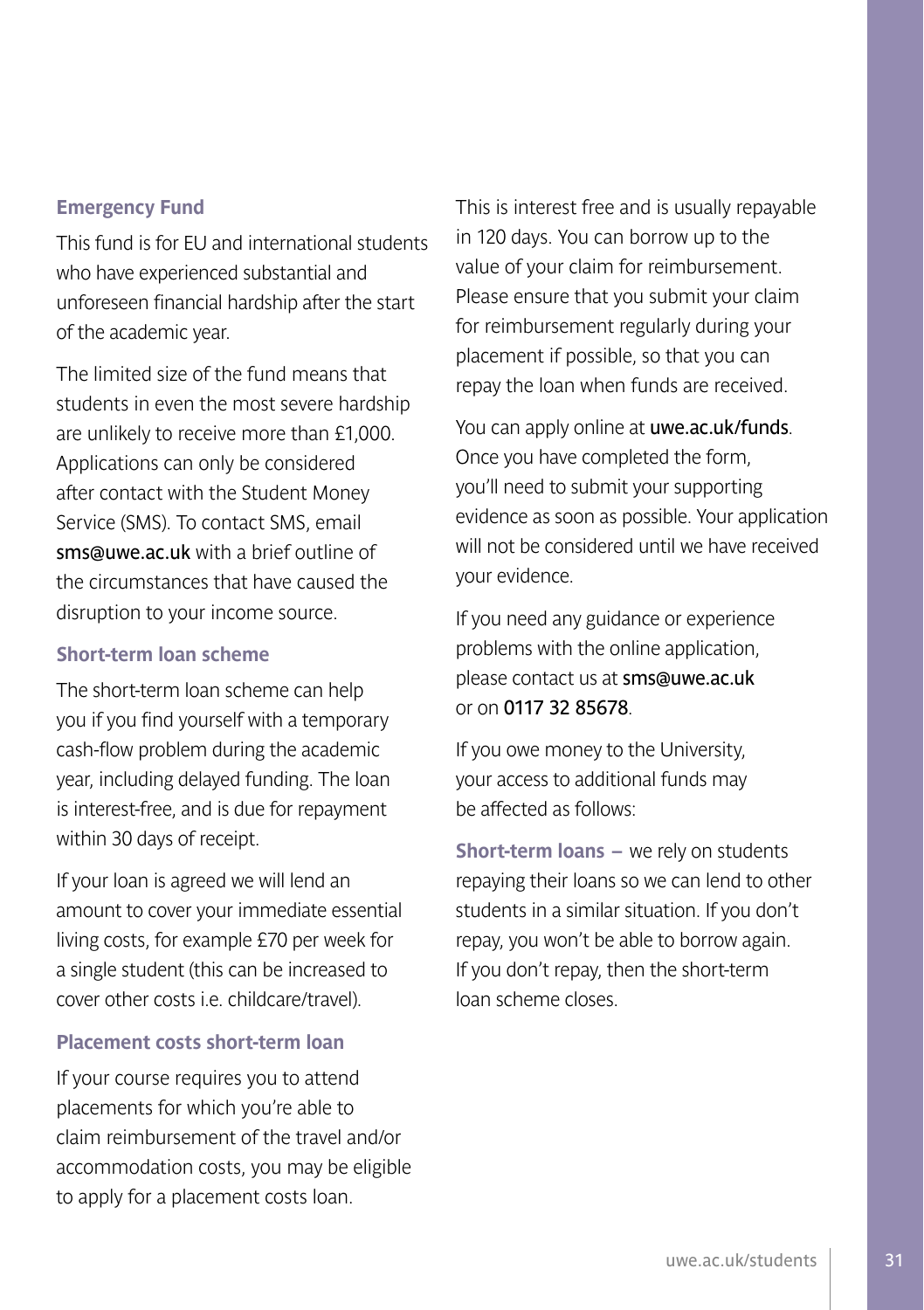### Emergency Fund

This fund is for EU and international students who have experienced substantial and unforeseen financial hardship after the start of the academic year.

The limited size of the fund means that students in even the most severe hardship are unlikely to receive more than £1,000. Applications can only be considered after contact with the Student Money Service (SMS). To contact SMS, email sms@uwe.ac.uk with a brief outline of the circumstances that have caused the disruption to your income source.

### Short-term loan scheme

The short-term loan scheme can help you if you find yourself with a temporary cash-flow problem during the academic year, including delayed funding. The loan is interest-free, and is due for repayment within 30 days of receipt.

If your loan is agreed we will lend an amount to cover your immediate essential living costs, for example £70 per week for a single student (this can be increased to cover other costs i.e. childcare/travel).

### Placement costs short-term loan

If your course requires you to attend placements for which you're able to claim reimbursement of the travel and/or accommodation costs, you may be eligible to apply for a placement costs loan.

This is interest free and is usually repayable in 120 days. You can borrow up to the value of your claim for reimbursement. Please ensure that you submit your claim for reimbursement regularly during your placement if possible, so that you can repay the loan when funds are received.

You can apply online at uwe.ac.uk/funds. Once you have completed the form, you'll need to submit your supporting evidence as soon as possible. Your application will not be considered until we have received your evidence.

If you need any guidance or experience problems with the online application, please contact us at sms@uwe.ac.uk or on 0117 32 85678.

If you owe money to the University, your access to additional funds may be affected as follows:

**Short-term loans** – we rely on students repaying their loans so we can lend to other students in a similar situation. If you don't repay, you won't be able to borrow again. If you don't repay, then the short-term loan scheme closes.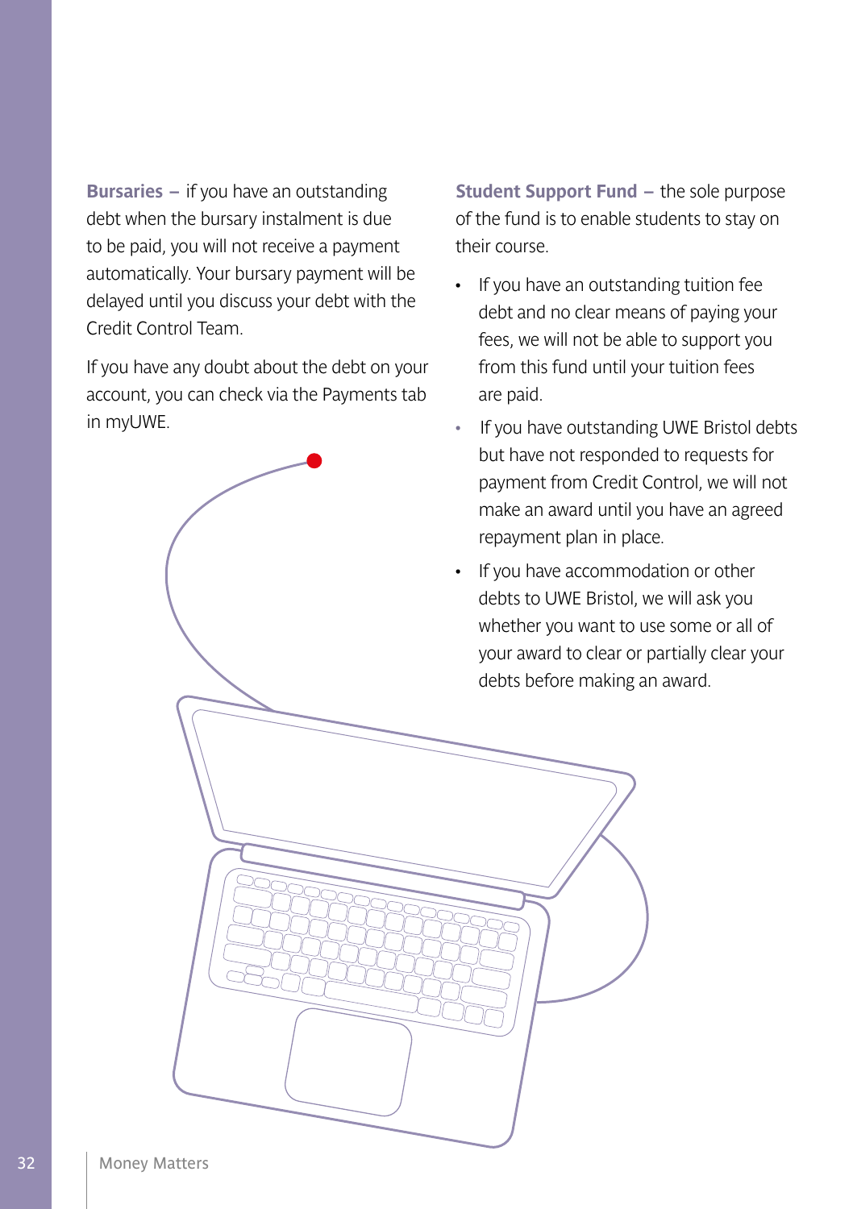**Bursaries –** if you have an outstanding debt when the bursary instalment is due to be paid, you will not receive a payment automatically. Your bursary payment will be delayed until you discuss your debt with the Credit Control Team.

If you have any doubt about the debt on your account, you can check via the Payments tab in myUWE.

**Student Support Fund –** the sole purpose of the fund is to enable students to stay on their course.

- If you have an outstanding tuition fee debt and no clear means of paying your fees, we will not be able to support you from this fund until your tuition fees are paid.
- If you have outstanding UWE Bristol debts but have not responded to requests for payment from Credit Control, we will not make an award until you have an agreed repayment plan in place.
- If you have accommodation or other debts to UWE Bristol, we will ask you whether you want to use some or all of your award to clear or partially clear your debts before making an award.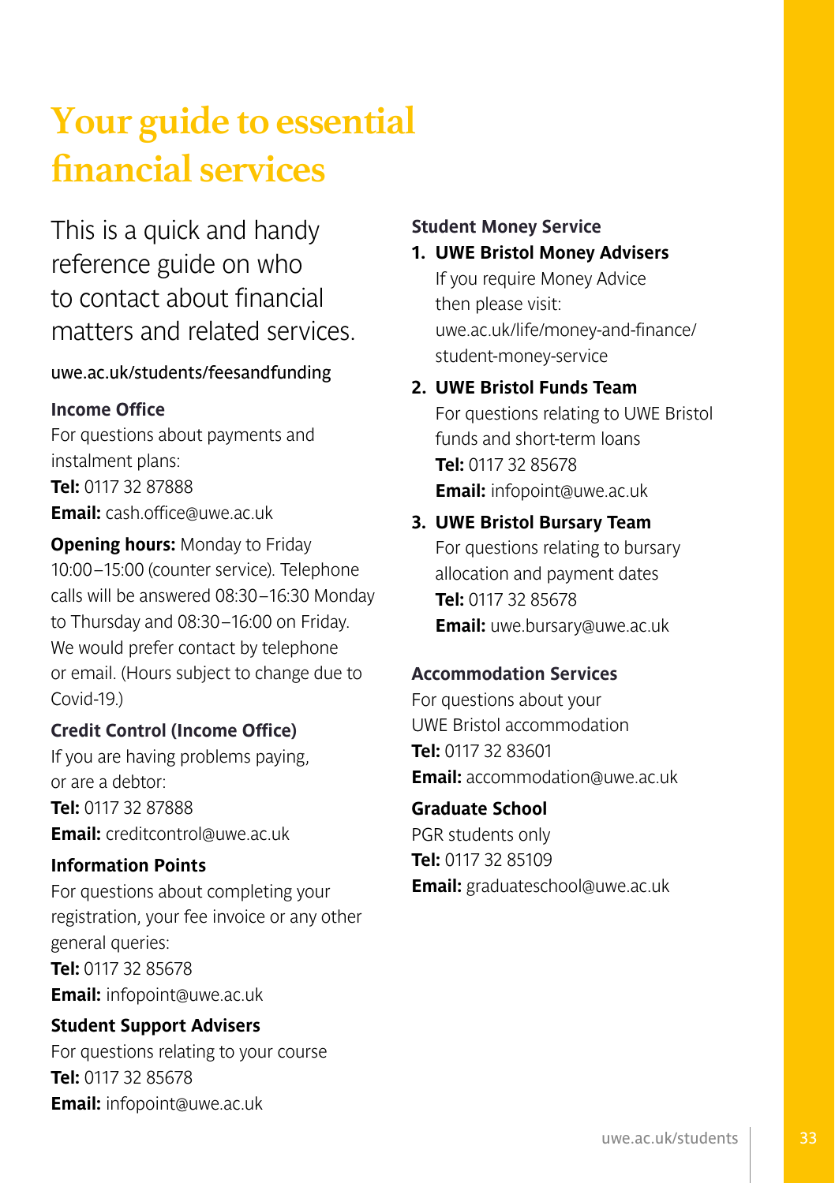# Your guide to essential financial services

This is a quick and handy reference guide on who to contact about financial matters and related services.

uwe.ac.uk/students/feesandfunding

### Income Office

For questions about payments and instalment plans:
**Tel:** 0117 32 87888
**Email:** cash.office@uwe.ac.uk

**Opening hours:** Monday to Friday 10:00–15:00 (counter service). Telephone calls will be answered 08:30–16:30 Monday to Thursday and 08:30–16:00 on Friday. We would prefer contact by telephone or email. (Hours subject to change due to Covid-19.)

### Credit Control (Income Office)

If you are having problems paying, or are a debtor:
**Tel:** 0117 32 87888
**Email:** creditcontrol@uwe.ac.uk

### Information Points

For questions about completing your registration, your fee invoice or any other general queries:
**Tel:** 0117 32 85678
**Email:** infopoint@uwe.ac.uk

### Student Support Advisers

For questions relating to your course
**Tel:** 0117 32 85678
**Email:** infopoint@uwe.ac.uk

### Student Money Service

1. **UWE Bristol Money Advisers**
   If you require Money Advice then please visit: uwe.ac.uk/life/money-and-finance/student-money-service
2. **UWE Bristol Funds Team**
   For questions relating to UWE Bristol funds and short-term loans
   **Tel:** 0117 32 85678
   **Email:** infopoint@uwe.ac.uk
3. **UWE Bristol Bursary Team**
   For questions relating to bursary allocation and payment dates
   **Tel:** 0117 32 85678
   **Email:** uwe.bursary@uwe.ac.uk

### Accommodation Services

For questions about your UWE Bristol accommodation
**Tel:** 0117 32 83601
**Email:** accommodation@uwe.ac.uk

### Graduate School

PGR students only
**Tel:** 0117 32 85109
**Email:** graduateschool@uwe.ac.uk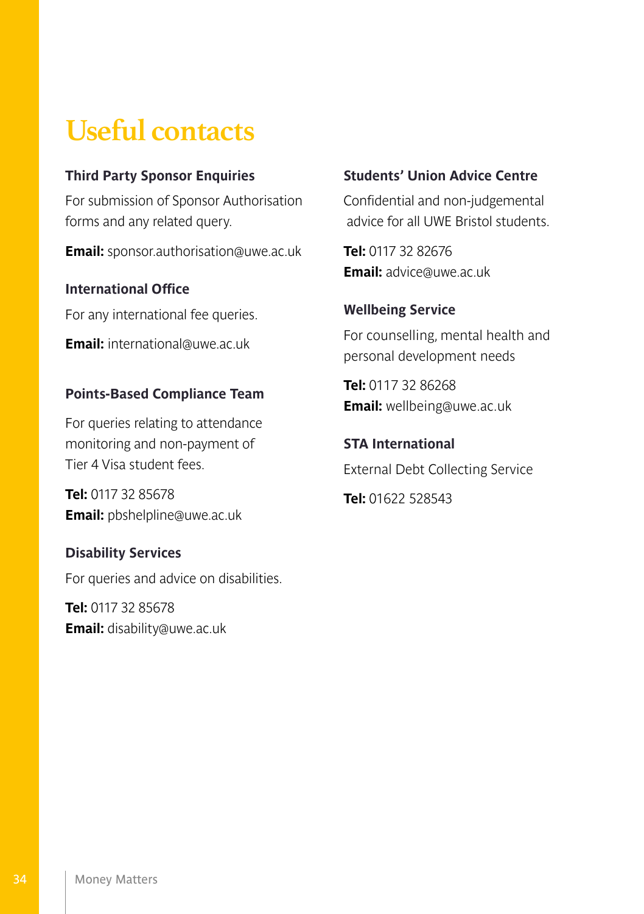# Useful contacts

### Third Party Sponsor Enquiries

For submission of Sponsor Authorisation forms and any related query.

**Email:** sponsor.authorisation@uwe.ac.uk

### International Office

For any international fee queries.

**Email:** international@uwe.ac.uk

### Points-Based Compliance Team

For queries relating to attendance monitoring and non-payment of Tier 4 Visa student fees.

**Tel:** 0117 32 85678
**Email:** pbshelpline@uwe.ac.uk

### Disability Services

For queries and advice on disabilities.

**Tel:** 0117 32 85678
**Email:** disability@uwe.ac.uk

### Students' Union Advice Centre

Confidential and non-judgemental advice for all UWE Bristol students.

**Tel:** 0117 32 82676
**Email:** advice@uwe.ac.uk

### Wellbeing Service

For counselling, mental health and personal development needs

**Tel:** 0117 32 86268
**Email:** wellbeing@uwe.ac.uk

### STA International

External Debt Collecting Service

**Tel:** 01622 528543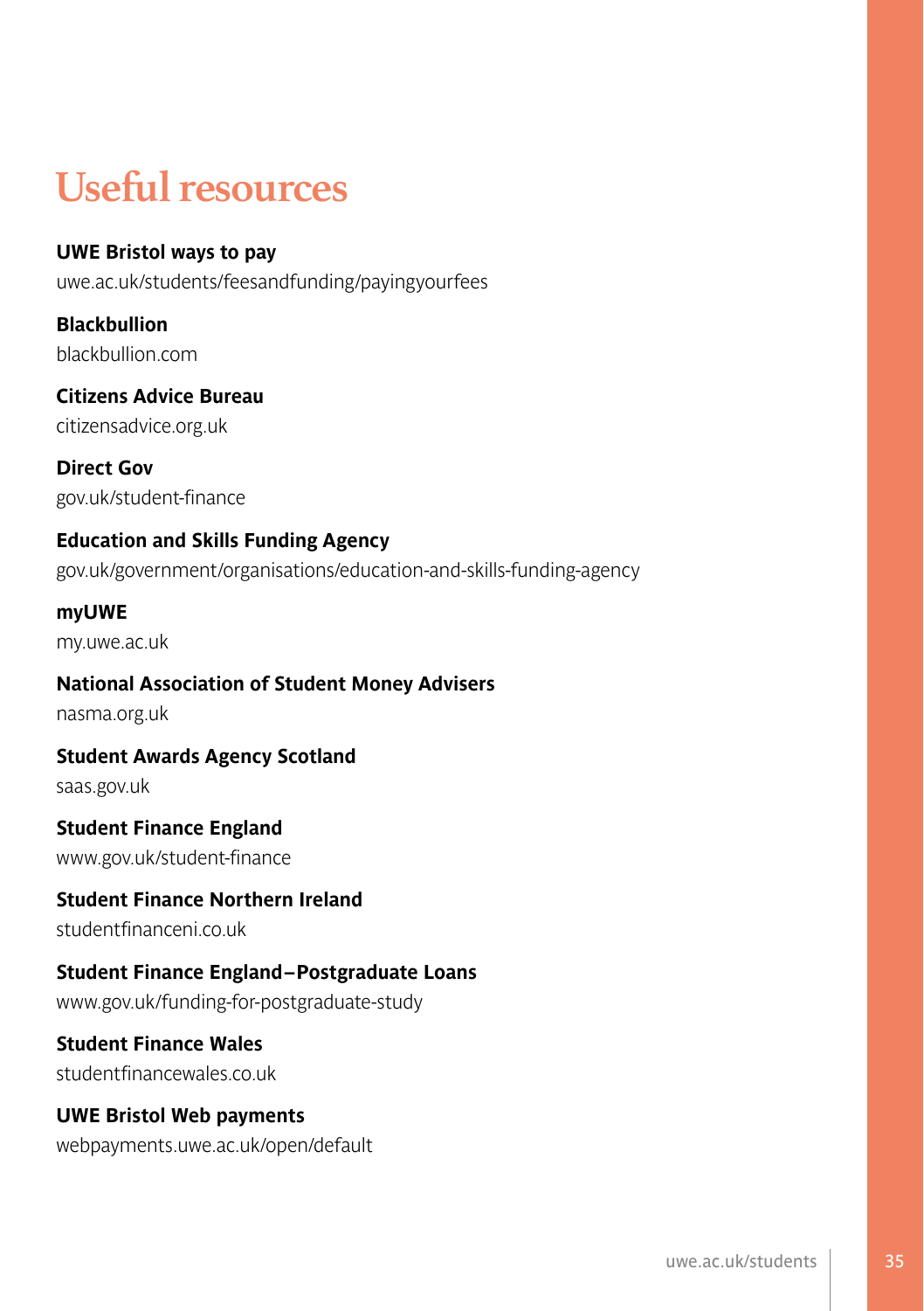# Useful resources

**UWE Bristol ways to pay**
uwe.ac.uk/students/feesandfunding/payingyourfees

**Blackbullion**
blackbullion.com

**Citizens Advice Bureau**
citizensadvice.org.uk

**Direct Gov**
gov.uk/student-finance

**Education and Skills Funding Agency**
gov.uk/government/organisations/education-and-skills-funding-agency

**myUWE**
my.uwe.ac.uk

**National Association of Student Money Advisers**
nasma.org.uk

**Student Awards Agency Scotland**
saas.gov.uk

**Student Finance England**
www.gov.uk/student-finance

**Student Finance Northern Ireland**
studentfinanceni.co.uk

**Student Finance England – Postgraduate Loans**
www.gov.uk/funding-for-postgraduate-study

**Student Finance Wales**
studentfinancewales.co.uk

**UWE Bristol Web payments**
webpayments.uwe.ac.uk/open/default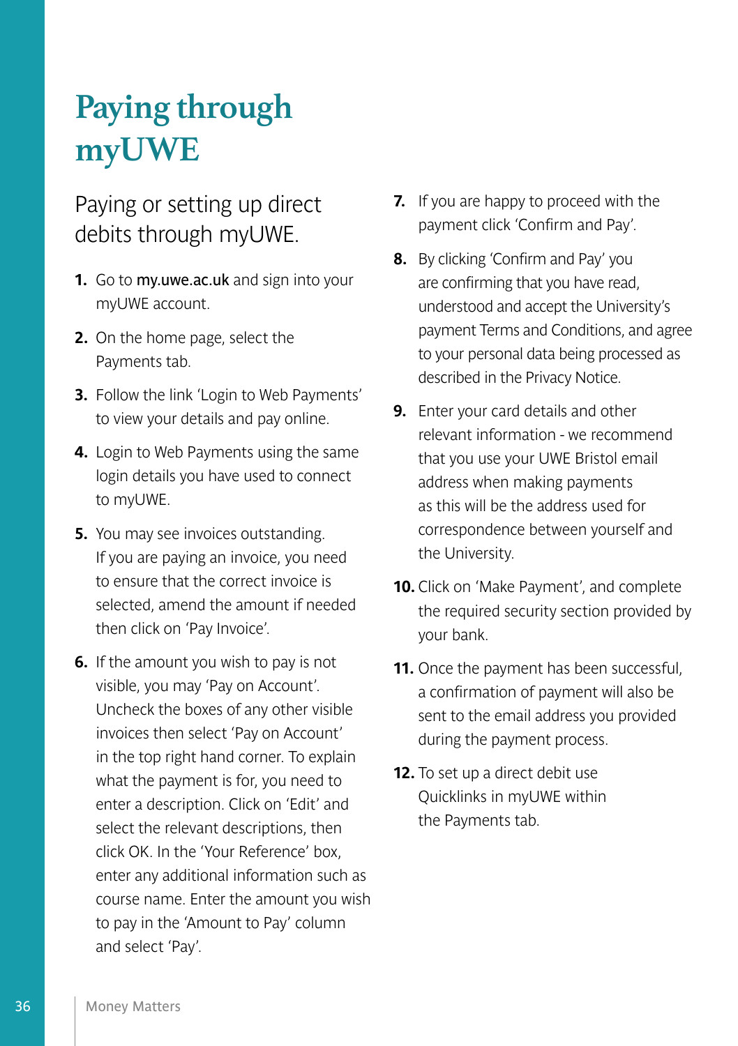# Paying through myUWE

## Paying or setting up direct debits through myUWE.

1. Go to **my.uwe.ac.uk** and sign into your myUWE account.
2. On the home page, select the Payments tab.
3. Follow the link 'Login to Web Payments' to view your details and pay online.
4. Login to Web Payments using the same login details you have used to connect to myUWE.
5. You may see invoices outstanding. If you are paying an invoice, you need to ensure that the correct invoice is selected, amend the amount if needed then click on 'Pay Invoice'.
6. If the amount you wish to pay is not visible, you may 'Pay on Account'. Uncheck the boxes of any other visible invoices then select 'Pay on Account' in the top right hand corner. To explain what the payment is for, you need to enter a description. Click on 'Edit' and select the relevant descriptions, then click OK. In the 'Your Reference' box, enter any additional information such as course name. Enter the amount you wish to pay in the 'Amount to Pay' column and select 'Pay'.
7. If you are happy to proceed with the payment click 'Confirm and Pay'.
8. By clicking 'Confirm and Pay' you are confirming that you have read, understood and accept the University's payment Terms and Conditions, and agree to your personal data being processed as described in the Privacy Notice.
9. Enter your card details and other relevant information - we recommend that you use your UWE Bristol email address when making payments as this will be the address used for correspondence between yourself and the University.
10. Click on 'Make Payment', and complete the required security section provided by your bank.
11. Once the payment has been successful, a confirmation of payment will also be sent to the email address you provided during the payment process.
12. To set up a direct debit use Quicklinks in myUWE within the Payments tab.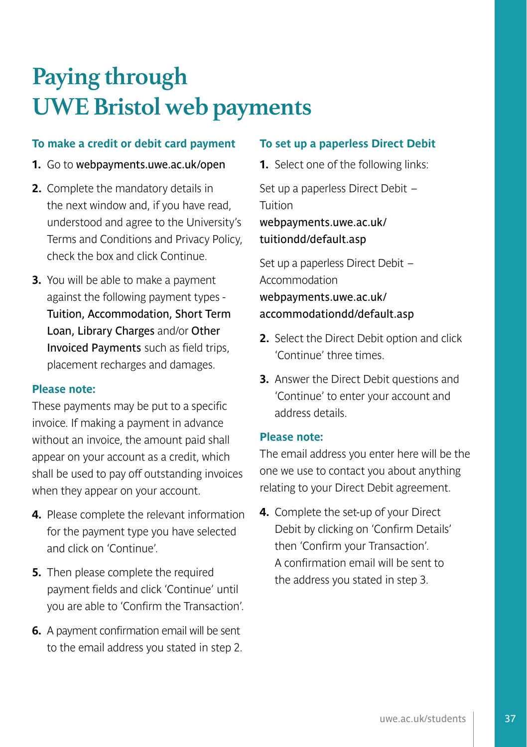# Paying through UWE Bristol web payments

### To make a credit or debit card payment

1. Go to webpayments.uwe.ac.uk/open
2. Complete the mandatory details in the next window and, if you have read, understood and agree to the University's Terms and Conditions and Privacy Policy, check the box and click Continue.
3. You will be able to make a payment against the following payment types - Tuition, Accommodation, Short Term Loan, Library Charges and/or Other Invoiced Payments such as field trips, placement recharges and damages.

**Please note:**

These payments may be put to a specific invoice. If making a payment in advance without an invoice, the amount paid shall appear on your account as a credit, which shall be used to pay off outstanding invoices when they appear on your account.

4. Please complete the relevant information for the payment type you have selected and click on 'Continue'.
5. Then please complete the required payment fields and click 'Continue' until you are able to 'Confirm the Transaction'.
6. A payment confirmation email will be sent to the email address you stated in step 2.

### To set up a paperless Direct Debit

1. Select one of the following links:

Set up a paperless Direct Debit – Tuition
webpayments.uwe.ac.uk/tuitiondd/default.asp

Set up a paperless Direct Debit – Accommodation
webpayments.uwe.ac.uk/accommodationdd/default.asp

2. Select the Direct Debit option and click 'Continue' three times.
3. Answer the Direct Debit questions and 'Continue' to enter your account and address details.

**Please note:**

The email address you enter here will be the one we use to contact you about anything relating to your Direct Debit agreement.

4. Complete the set-up of your Direct Debit by clicking on 'Confirm Details' then 'Confirm your Transaction'. A confirmation email will be sent to the address you stated in step 3.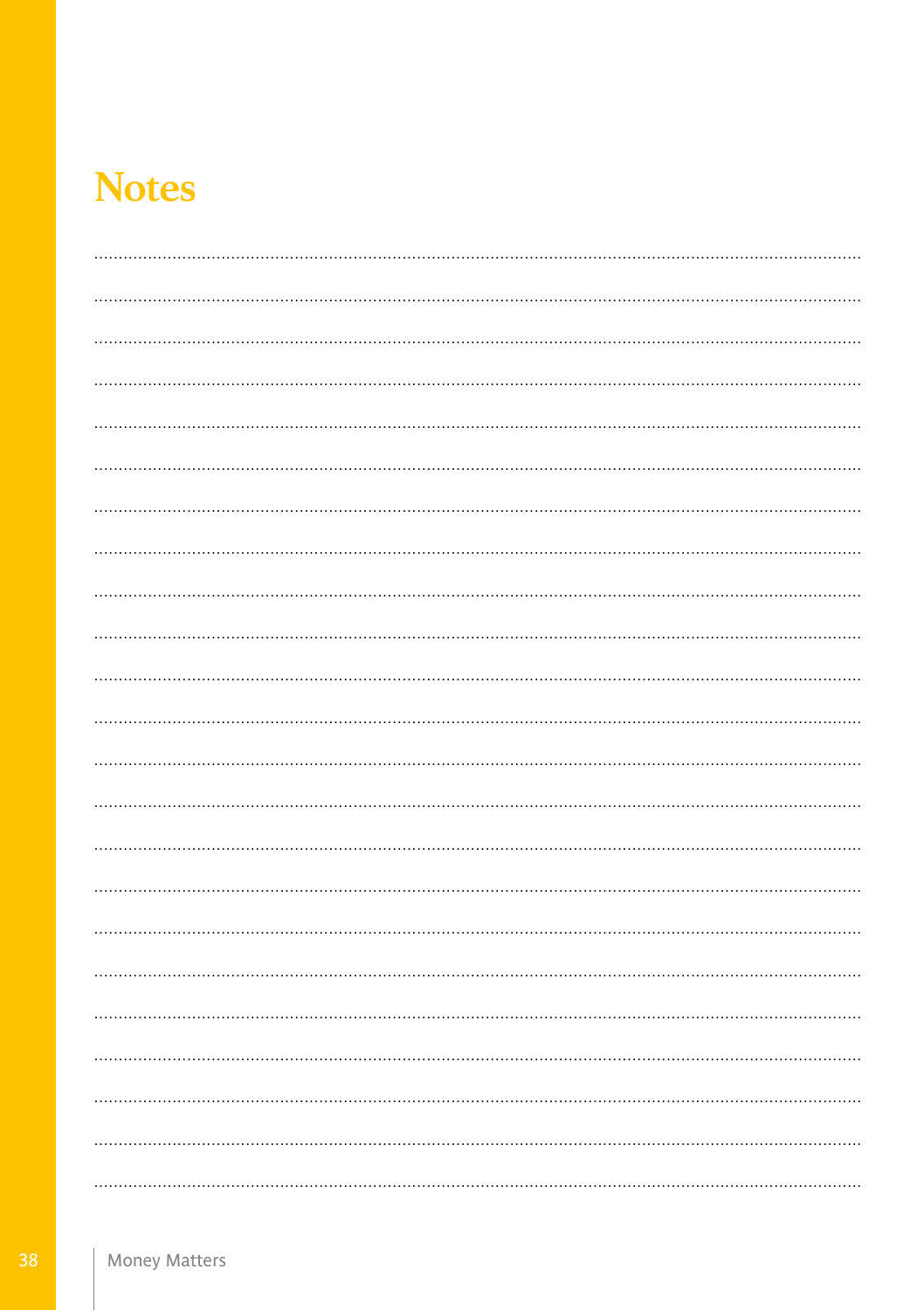# Notes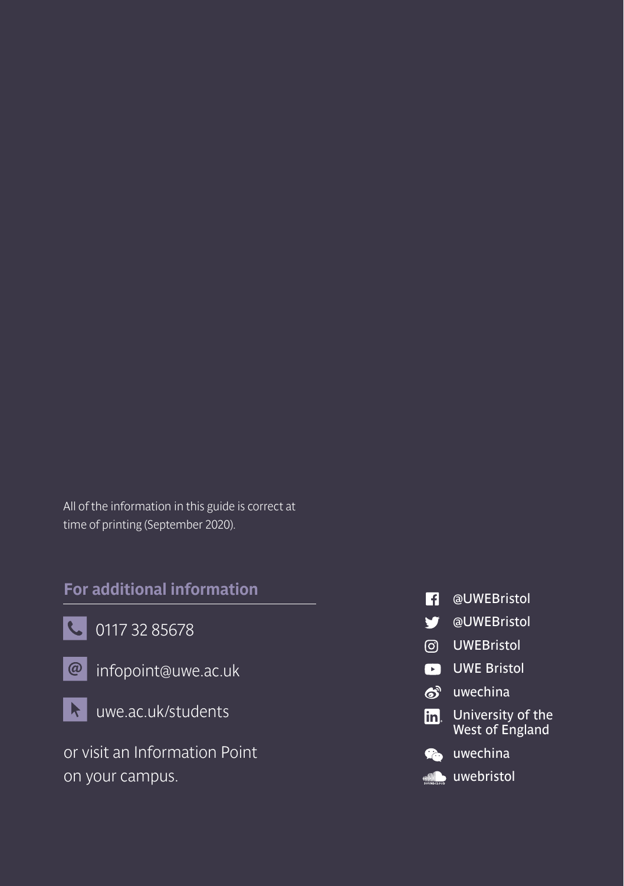All of the information in this guide is correct at time of printing (September 2020).

## For additional information

0117 32 85678

infopoint@uwe.ac.uk

uwe.ac.uk/students

or visit an Information Point on your campus.

- @UWEBristol
- @UWEBristol
- UWEBristol
- UWE Bristol
- uwechina
- University of the West of England
- uwechina
- uwebristol